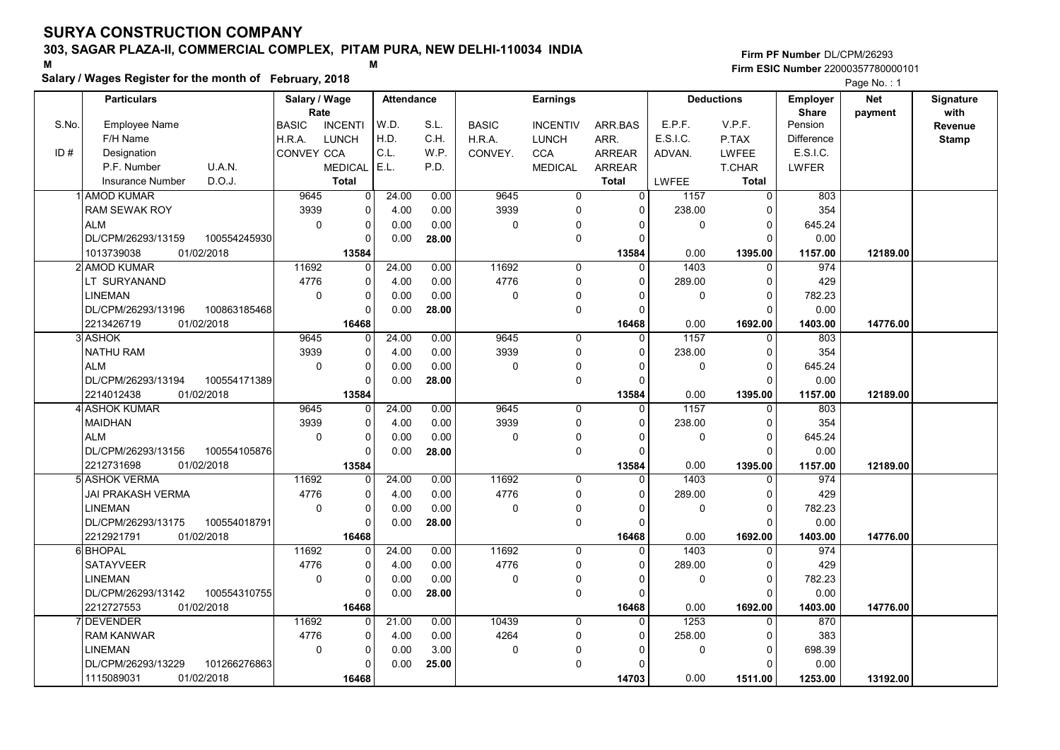# SURYA CONSTRUCTION COMPANY

**303, SAGAR PLAZA-II, COMMERCIAL COMPLEX, PITAM PURA, NEW DELHI-110034 INDIA**

M M

**Salary / Wages Register for the month of February, 2018**

Firm PF Number DL/CPM/26293

Firm ESIC Number 22000357780000101

| S.No. / ID # | Particulars: Employee Name / F/H Name / Designation / P.F. Number, U.A.N. / Insurance Number, D.O.J. | Salary / Wage Rate: BASIC / H.R.A. / CONVEY | INCENTI / LUNCH / CCA / MEDICAL / Total | Attendance: W.D. / H.D. / C.L. / E.L. | S.L. / C.H. / W.P. / P.D. | Earnings: BASIC / H.R.A. / CONVEY. | INCENTIV / LUNCH / CCA / MEDICAL | ARR.BAS / ARR. / ARREAR / ARREAR / Total | Deductions: E.P.F. / E.S.I.C. / ADVAN. / LWFEE | V.P.F. / P.TAX / LWFEE / T.CHAR / Total | Employer Share: Pension / Difference / E.S.I.C. / LWFER | Net payment | Signature with Revenue Stamp |
|---|---|---|---|---|---|---|---|---|---|---|---|---|---|
| 1 | AMOD KUMAR<br>RAM SEWAK ROY<br>ALM<br>DL/CPM/26293/13159 100554245930<br>1013739038 01/02/2018 | 9645<br>3939<br>0 | 0<br>0<br>0<br>0<br>**13584** | 24.00<br>4.00<br>0.00<br>0.00 | 0.00<br>0.00<br>0.00<br>**28.00** | 9645<br>3939<br>0 | 0<br>0<br>0<br>0 | 0<br>0<br>0<br>0<br>**13584** | 1157<br>238.00<br>0<br>0.00 | 0<br>0<br>0<br>0<br>**1395.00** | 803<br>354<br>645.24<br>0.00<br>**1157.00** | **12189.00** | |
| 2 | AMOD KUMAR<br>LT SURYANAND<br>LINEMAN<br>DL/CPM/26293/13196 100863185468<br>2213426719 01/02/2018 | 11692<br>4776<br>0 | 0<br>0<br>0<br>0<br>**16468** | 24.00<br>4.00<br>0.00<br>0.00 | 0.00<br>0.00<br>0.00<br>**28.00** | 11692<br>4776<br>0 | 0<br>0<br>0<br>0 | 0<br>0<br>0<br>0<br>**16468** | 1403<br>289.00<br>0<br>0.00 | 0<br>0<br>0<br>0<br>**1692.00** | 974<br>429<br>782.23<br>0.00<br>**1403.00** | **14776.00** | |
| 3 | ASHOK<br>NATHU RAM<br>ALM<br>DL/CPM/26293/13194 100554171389<br>2214012438 01/02/2018 | 9645<br>3939<br>0 | 0<br>0<br>0<br>0<br>**13584** | 24.00<br>4.00<br>0.00<br>0.00 | 0.00<br>0.00<br>0.00<br>**28.00** | 9645<br>3939<br>0 | 0<br>0<br>0<br>0 | 0<br>0<br>0<br>0<br>**13584** | 1157<br>238.00<br>0<br>0.00 | 0<br>0<br>0<br>0<br>**1395.00** | 803<br>354<br>645.24<br>0.00<br>**1157.00** | **12189.00** | |
| 4 | ASHOK KUMAR<br>MAIDHAN<br>ALM<br>DL/CPM/26293/13156 100554105876<br>2212731698 01/02/2018 | 9645<br>3939<br>0 | 0<br>0<br>0<br>0<br>**13584** | 24.00<br>4.00<br>0.00<br>0.00 | 0.00<br>0.00<br>0.00<br>**28.00** | 9645<br>3939<br>0 | 0<br>0<br>0<br>0 | 0<br>0<br>0<br>0<br>**13584** | 1157<br>238.00<br>0<br>0.00 | 0<br>0<br>0<br>0<br>**1395.00** | 803<br>354<br>645.24<br>0.00<br>**1157.00** | **12189.00** | |
| 5 | ASHOK VERMA<br>JAI PRAKASH VERMA<br>LINEMAN<br>DL/CPM/26293/13175 100554018791<br>2212921791 01/02/2018 | 11692<br>4776<br>0 | 0<br>0<br>0<br>0<br>**16468** | 24.00<br>4.00<br>0.00<br>0.00 | 0.00<br>0.00<br>0.00<br>**28.00** | 11692<br>4776<br>0 | 0<br>0<br>0<br>0 | 0<br>0<br>0<br>0<br>**16468** | 1403<br>289.00<br>0<br>0.00 | 0<br>0<br>0<br>0<br>**1692.00** | 974<br>429<br>782.23<br>0.00<br>**1403.00** | **14776.00** | |
| 6 | BHOPAL<br>SATAYVEER<br>LINEMAN<br>DL/CPM/26293/13142 100554310755<br>2212727553 01/02/2018 | 11692<br>4776<br>0 | 0<br>0<br>0<br>0<br>**16468** | 24.00<br>4.00<br>0.00<br>0.00 | 0.00<br>0.00<br>0.00<br>**28.00** | 11692<br>4776<br>0 | 0<br>0<br>0<br>0 | 0<br>0<br>0<br>0<br>**16468** | 1403<br>289.00<br>0<br>0.00 | 0<br>0<br>0<br>0<br>**1692.00** | 974<br>429<br>782.23<br>0.00<br>**1403.00** | **14776.00** | |
| 7 | DEVENDER<br>RAM KANWAR<br>LINEMAN<br>DL/CPM/26293/13229 101266276863<br>1115089031 01/02/2018 | 11692<br>4776<br>0 | 0<br>0<br>0<br>0<br>**16468** | 21.00<br>4.00<br>0.00<br>0.00 | 0.00<br>0.00<br>3.00<br>**25.00** | 10439<br>4264<br>0 | 0<br>0<br>0<br>0 | 0<br>0<br>0<br>0<br>**14703** | 1253<br>258.00<br>0<br>0.00 | 0<br>0<br>0<br>0<br>**1511.00** | 870<br>383<br>698.39<br>0.00<br>**1253.00** | **13192.00** | |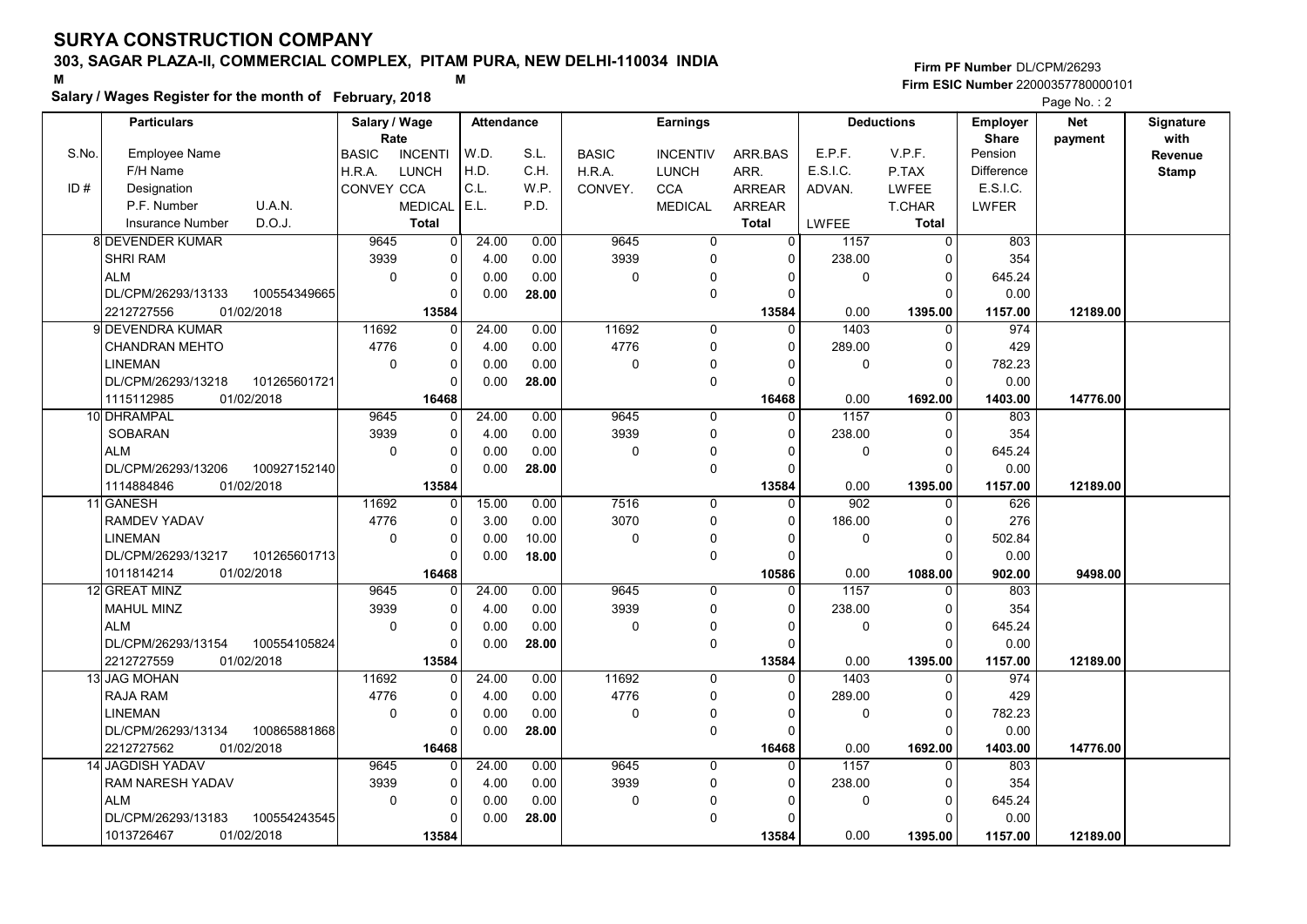# SURYA CONSTRUCTION COMPANY

## 303, SAGAR PLAZA-II, COMMERCIAL COMPLEX, PITAM PURA, NEW DELHI-110034 INDIA

M M

**Salary / Wages Register for the month of February, 2018**

Firm PF Number DL/CPM/26293
Firm ESIC Number 22000357780000101

Page No. : 2

| S.No. / ID # | Particulars: Employee Name / F/H Name / Designation / P.F. Number U.A.N. / Insurance Number D.O.J. | Salary / Wage Rate: BASIC / H.R.A. / CONVEY | INCENTI / LUNCH / CCA / MEDICAL / Total | Attendance: W.D. / H.D. / C.L. / E.L. | S.L. / C.H. / W.P. / P.D. | Earnings: BASIC / H.R.A. / CONVEY. | INCENTIV / LUNCH / CCA / MEDICAL | ARR.BAS / ARR. / ARREAR / ARREAR / Total | Deductions: E.P.F. / E.S.I.C. / ADVAN. / LWFEE | V.P.F. / P.TAX / LWFEE / T.CHAR / Total | Employer Share: Pension / Difference / E.S.I.C. / LWFER | Net payment | Signature with Revenue Stamp |
|---|---|---|---|---|---|---|---|---|---|---|---|---|---|
| 8 | DEVENDER KUMAR<br>SHRI RAM<br>ALM<br>DL/CPM/26293/13133 100554349665<br>2212727556 01/02/2018 | 9645<br>3939<br>0 | 0<br>0<br>0<br>0<br>13584 | 24.00<br>4.00<br>0.00<br>0.00 | 0.00<br>0.00<br>0.00<br>28.00 | 9645<br>3939<br>0 | 0<br>0<br>0<br>0 | 0<br>0<br>0<br>0<br>13584 | 1157<br>238.00<br>0<br>0.00 | 0<br>0<br>0<br>0<br>1395.00 | 803<br>354<br>645.24<br>0.00<br>1157.00 | 12189.00 | |
| 9 | DEVENDRA KUMAR<br>CHANDRAN MEHTO<br>LINEMAN<br>DL/CPM/26293/13218 101265601721<br>1115112985 01/02/2018 | 11692<br>4776<br>0 | 0<br>0<br>0<br>0<br>16468 | 24.00<br>4.00<br>0.00<br>0.00 | 0.00<br>0.00<br>0.00<br>28.00 | 11692<br>4776<br>0 | 0<br>0<br>0<br>0 | 0<br>0<br>0<br>0<br>16468 | 1403<br>289.00<br>0<br>0.00 | 0<br>0<br>0<br>0<br>1692.00 | 974<br>429<br>782.23<br>0.00<br>1403.00 | 14776.00 | |
| 10 | DHRAMPAL<br>SOBARAN<br>ALM<br>DL/CPM/26293/13206 100927152140<br>1114884846 01/02/2018 | 9645<br>3939<br>0 | 0<br>0<br>0<br>0<br>13584 | 24.00<br>4.00<br>0.00<br>0.00 | 0.00<br>0.00<br>0.00<br>28.00 | 9645<br>3939<br>0 | 0<br>0<br>0<br>0 | 0<br>0<br>0<br>0<br>13584 | 1157<br>238.00<br>0<br>0.00 | 0<br>0<br>0<br>0<br>1395.00 | 803<br>354<br>645.24<br>0.00<br>1157.00 | 12189.00 | |
| 11 | GANESH<br>RAMDEV YADAV<br>LINEMAN<br>DL/CPM/26293/13217 101265601713<br>1011814214 01/02/2018 | 11692<br>4776<br>0 | 0<br>0<br>0<br>0<br>16468 | 15.00<br>3.00<br>0.00<br>0.00 | 0.00<br>0.00<br>10.00<br>18.00 | 7516<br>3070<br>0 | 0<br>0<br>0<br>0 | 0<br>0<br>0<br>0<br>10586 | 902<br>186.00<br>0<br>0.00 | 0<br>0<br>0<br>0<br>1088.00 | 626<br>276<br>502.84<br>0.00<br>902.00 | 9498.00 | |
| 12 | GREAT MINZ<br>MAHUL MINZ<br>ALM<br>DL/CPM/26293/13154 100554105824<br>2212727559 01/02/2018 | 9645<br>3939<br>0 | 0<br>0<br>0<br>0<br>13584 | 24.00<br>4.00<br>0.00<br>0.00 | 0.00<br>0.00<br>0.00<br>28.00 | 9645<br>3939<br>0 | 0<br>0<br>0<br>0 | 0<br>0<br>0<br>0<br>13584 | 1157<br>238.00<br>0<br>0.00 | 0<br>0<br>0<br>0<br>1395.00 | 803<br>354<br>645.24<br>0.00<br>1157.00 | 12189.00 | |
| 13 | JAG MOHAN<br>RAJA RAM<br>LINEMAN<br>DL/CPM/26293/13134 100865881868<br>2212727562 01/02/2018 | 11692<br>4776<br>0 | 0<br>0<br>0<br>0<br>16468 | 24.00<br>4.00<br>0.00<br>0.00 | 0.00<br>0.00<br>0.00<br>28.00 | 11692<br>4776<br>0 | 0<br>0<br>0<br>0 | 0<br>0<br>0<br>0<br>16468 | 1403<br>289.00<br>0<br>0.00 | 0<br>0<br>0<br>0<br>1692.00 | 974<br>429<br>782.23<br>0.00<br>1403.00 | 14776.00 | |
| 14 | JAGDISH YADAV<br>RAM NARESH YADAV<br>ALM<br>DL/CPM/26293/13183 100554243545<br>1013726467 01/02/2018 | 9645<br>3939<br>0 | 0<br>0<br>0<br>0<br>13584 | 24.00<br>4.00<br>0.00<br>0.00 | 0.00<br>0.00<br>0.00<br>28.00 | 9645<br>3939<br>0 | 0<br>0<br>0<br>0 | 0<br>0<br>0<br>0<br>13584 | 1157<br>238.00<br>0<br>0.00 | 0<br>0<br>0<br>0<br>1395.00 | 803<br>354<br>645.24<br>0.00<br>1157.00 | 12189.00 | |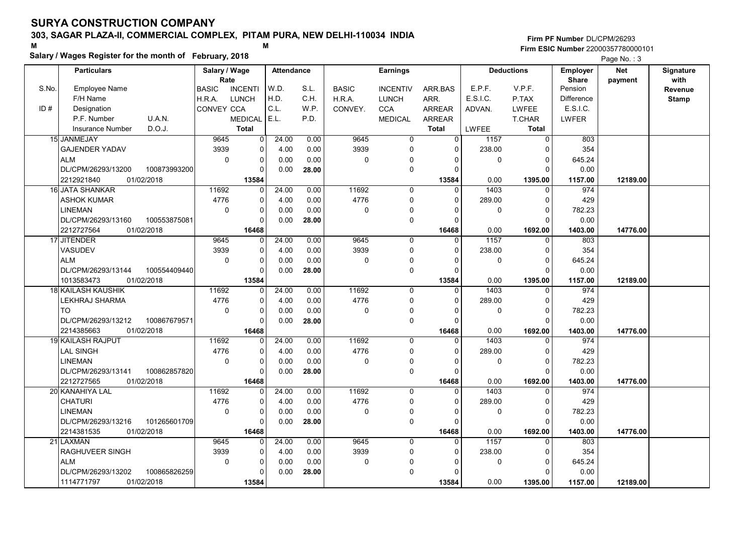# SURYA CONSTRUCTION COMPANY

## 303, SAGAR PLAZA-II, COMMERCIAL COMPLEX, PITAM PURA, NEW DELHI-110034 INDIA

M M

**Salary / Wages Register for the month of February, 2018**

Firm PF Number DL/CPM/26293
Firm ESIC Number 22000357780000101

| S.No. / ID # | Particulars (Employee Name / F/H Name / Designation / P.F. Number, U.A.N. / Insurance Number, D.O.J.) | Salary / Wage Rate (BASIC / H.R.A. / CONVEY) | (INCENTI / LUNCH / CCA / MEDICAL / Total) | Attendance (W.D. / H.D. / C.L. / E.L.) | (S.L. / C.H. / W.P. / P.D.) | Earnings (BASIC / H.R.A. / CONVEY.) | (INCENTIV / LUNCH / CCA / MEDICAL) | (ARR.BAS / ARR. / ARREAR / ARREAR / Total) | Deductions (E.P.F. / E.S.I.C. / ADVAN. / LWFEE) | (V.P.F. / P.TAX / LWFEE / T.CHAR / Total) | Employer Share (Pension / Difference / E.S.I.C. / LWFER) | Net payment | Signature with Revenue Stamp |
|---|---|---|---|---|---|---|---|---|---|---|---|---|---|
| 15 | JANMEJAY / GAJENDER YADAV / ALM / DL/CPM/26293/13200, 100873993200 / 2212921840, 01/02/2018 | 9645 / 3939 / 0 | 0 / 0 / 0 / 0 / 13584 | 24.00 / 4.00 / 0.00 / 0.00 | 0.00 / 0.00 / 0.00 / 28.00 | 9645 / 3939 / 0 | 0 / 0 / 0 / 0 | 0 / 0 / 0 / 0 / 13584 | 1157 / 238.00 / 0 / 0.00 | 0 / 0 / 0 / 0 / 1395.00 | 803 / 354 / 645.24 / 0.00 / 1157.00 | 12189.00 | |
| 16 | JATA SHANKAR / ASHOK KUMAR / LINEMAN / DL/CPM/26293/13160, 100553875081 / 2212727564, 01/02/2018 | 11692 / 4776 / 0 | 0 / 0 / 0 / 0 / 16468 | 24.00 / 4.00 / 0.00 / 0.00 | 0.00 / 0.00 / 0.00 / 28.00 | 11692 / 4776 / 0 | 0 / 0 / 0 / 0 | 0 / 0 / 0 / 0 / 16468 | 1403 / 289.00 / 0 / 0.00 | 0 / 0 / 0 / 0 / 1692.00 | 974 / 429 / 782.23 / 0.00 / 1403.00 | 14776.00 | |
| 17 | JITENDER / VASUDEV / ALM / DL/CPM/26293/13144, 100554409440 / 1013583473, 01/02/2018 | 9645 / 3939 / 0 | 0 / 0 / 0 / 0 / 13584 | 24.00 / 4.00 / 0.00 / 0.00 | 0.00 / 0.00 / 0.00 / 28.00 | 9645 / 3939 / 0 | 0 / 0 / 0 / 0 | 0 / 0 / 0 / 0 / 13584 | 1157 / 238.00 / 0 / 0.00 | 0 / 0 / 0 / 0 / 1395.00 | 803 / 354 / 645.24 / 0.00 / 1157.00 | 12189.00 | |
| 18 | KAILASH KAUSHIK / LEKHRAJ SHARMA / TO / DL/CPM/26293/13212, 100867679571 / 2214385663, 01/02/2018 | 11692 / 4776 / 0 | 0 / 0 / 0 / 0 / 16468 | 24.00 / 4.00 / 0.00 / 0.00 | 0.00 / 0.00 / 0.00 / 28.00 | 11692 / 4776 / 0 | 0 / 0 / 0 / 0 | 0 / 0 / 0 / 0 / 16468 | 1403 / 289.00 / 0 / 0.00 | 0 / 0 / 0 / 0 / 1692.00 | 974 / 429 / 782.23 / 0.00 / 1403.00 | 14776.00 | |
| 19 | KAILASH RAJPUT / LAL SINGH / LINEMAN / DL/CPM/26293/13141, 100862857820 / 2212727565, 01/02/2018 | 11692 / 4776 / 0 | 0 / 0 / 0 / 0 / 16468 | 24.00 / 4.00 / 0.00 / 0.00 | 0.00 / 0.00 / 0.00 / 28.00 | 11692 / 4776 / 0 | 0 / 0 / 0 / 0 | 0 / 0 / 0 / 0 / 16468 | 1403 / 289.00 / 0 / 0.00 | 0 / 0 / 0 / 0 / 1692.00 | 974 / 429 / 782.23 / 0.00 / 1403.00 | 14776.00 | |
| 20 | KANAHIYA LAL / CHATURI / LINEMAN / DL/CPM/26293/13216, 101265601709 / 2214381535, 01/02/2018 | 11692 / 4776 / 0 | 0 / 0 / 0 / 0 / 16468 | 24.00 / 4.00 / 0.00 / 0.00 | 0.00 / 0.00 / 0.00 / 28.00 | 11692 / 4776 / 0 | 0 / 0 / 0 / 0 | 0 / 0 / 0 / 0 / 16468 | 1403 / 289.00 / 0 / 0.00 | 0 / 0 / 0 / 0 / 1692.00 | 974 / 429 / 782.23 / 0.00 / 1403.00 | 14776.00 | |
| 21 | LAXMAN / RAGHUVEER SINGH / ALM / DL/CPM/26293/13202, 100865826259 / 1114771797, 01/02/2018 | 9645 / 3939 / 0 | 0 / 0 / 0 / 0 / 13584 | 24.00 / 4.00 / 0.00 / 0.00 | 0.00 / 0.00 / 0.00 / 28.00 | 9645 / 3939 / 0 | 0 / 0 / 0 / 0 | 0 / 0 / 0 / 0 / 13584 | 1157 / 238.00 / 0 / 0.00 | 0 / 0 / 0 / 0 / 1395.00 | 803 / 354 / 645.24 / 0.00 / 1157.00 | 12189.00 | |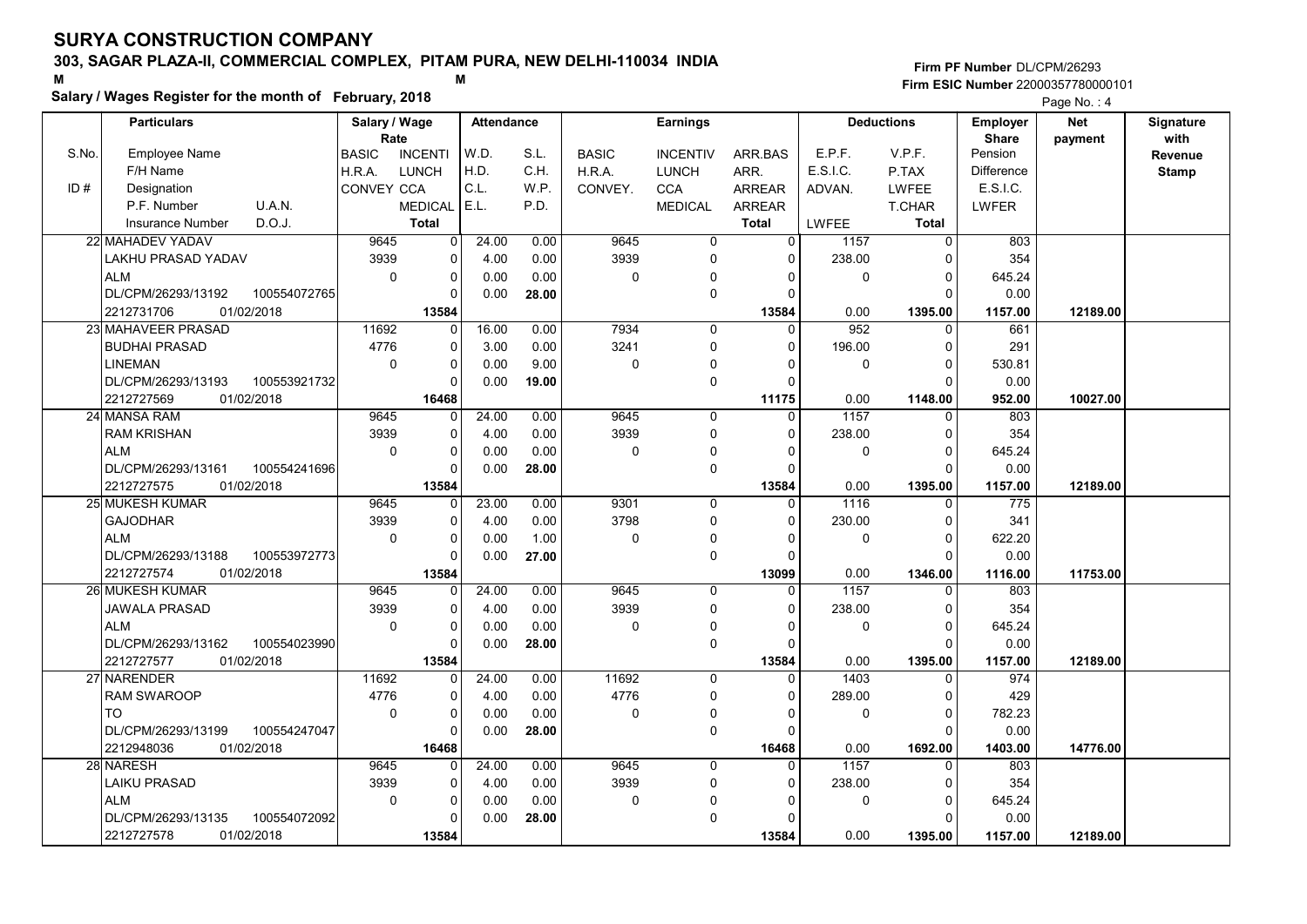# SURYA CONSTRUCTION COMPANY

## 303, SAGAR PLAZA-II, COMMERCIAL COMPLEX, PITAM PURA, NEW DELHI-110034 INDIA

M M

**Salary / Wages Register for the month of February, 2018**

Firm PF Number DL/CPM/26293
Firm ESIC Number 22000357780000101

| S.No. / ID # | Employee Name / F/H Name / Designation / P.F. Number U.A.N. / Insurance Number D.O.J. | Salary / Wage Rate: BASIC / H.R.A. / CONVEY | INCENTI / LUNCH / CCA / MEDICAL / Total | Attendance: W.D. / H.D. / C.L. / E.L. | S.L. / C.H. / W.P. / P.D. | Earnings: BASIC / H.R.A. / CONVEY. | INCENTIV / LUNCH / CCA / MEDICAL | ARR.BAS / ARR. / ARREAR / ARREAR / Total | Deductions: E.P.F. / E.S.I.C. / ADVAN. / LWFEE | V.P.F. / P.TAX / LWFEE / T.CHAR / Total | Employer Share: Pension / Difference / E.S.I.C. / LWFER | Net payment | Signature with Revenue Stamp |
|---|---|---|---|---|---|---|---|---|---|---|---|---|---|
| 22 | MAHADEV YADAV | 9645 | 0 | 24.00 | 0.00 | 9645 | 0 | 0 | 1157 | 0 | 803 | | |
| | LAKHU PRASAD YADAV | 3939 | 0 | 4.00 | 0.00 | 3939 | 0 | 0 | 238.00 | 0 | 354 | | |
| | ALM | 0 | 0 | 0.00 | 0.00 | 0 | 0 | 0 | 0 | 0 | 645.24 | | |
| | DL/CPM/26293/13192 100554072765 | | 0 | 0.00 | 28.00 | | 0 | 0 | | 0 | 0.00 | | |
| | 2212731706 01/02/2018 | | 13584 | | | | | 13584 | 0.00 | 1395.00 | 1157.00 | 12189.00 | |
| 23 | MAHAVEER PRASAD | 11692 | 0 | 16.00 | 0.00 | 7934 | 0 | 0 | 952 | 0 | 661 | | |
| | BUDHAI PRASAD | 4776 | 0 | 3.00 | 0.00 | 3241 | 0 | 0 | 196.00 | 0 | 291 | | |
| | LINEMAN | 0 | 0 | 0.00 | 9.00 | 0 | 0 | 0 | 0 | 0 | 530.81 | | |
| | DL/CPM/26293/13193 100553921732 | | 0 | 0.00 | 19.00 | | 0 | 0 | | 0 | 0.00 | | |
| | 2212727569 01/02/2018 | | 16468 | | | | | 11175 | 0.00 | 1148.00 | 952.00 | 10027.00 | |
| 24 | MANSA RAM | 9645 | 0 | 24.00 | 0.00 | 9645 | 0 | 0 | 1157 | 0 | 803 | | |
| | RAM KRISHAN | 3939 | 0 | 4.00 | 0.00 | 3939 | 0 | 0 | 238.00 | 0 | 354 | | |
| | ALM | 0 | 0 | 0.00 | 0.00 | 0 | 0 | 0 | 0 | 0 | 645.24 | | |
| | DL/CPM/26293/13161 100554241696 | | 0 | 0.00 | 28.00 | | 0 | 0 | | 0 | 0.00 | | |
| | 2212727575 01/02/2018 | | 13584 | | | | | 13584 | 0.00 | 1395.00 | 1157.00 | 12189.00 | |
| 25 | MUKESH KUMAR | 9645 | 0 | 23.00 | 0.00 | 9301 | 0 | 0 | 1116 | 0 | 775 | | |
| | GAJODHAR | 3939 | 0 | 4.00 | 0.00 | 3798 | 0 | 0 | 230.00 | 0 | 341 | | |
| | ALM | 0 | 0 | 0.00 | 1.00 | 0 | 0 | 0 | 0 | 0 | 622.20 | | |
| | DL/CPM/26293/13188 100553972773 | | 0 | 0.00 | 27.00 | | 0 | 0 | | 0 | 0.00 | | |
| | 2212727574 01/02/2018 | | 13584 | | | | | 13099 | 0.00 | 1346.00 | 1116.00 | 11753.00 | |
| 26 | MUKESH KUMAR | 9645 | 0 | 24.00 | 0.00 | 9645 | 0 | 0 | 1157 | 0 | 803 | | |
| | JAWALA PRASAD | 3939 | 0 | 4.00 | 0.00 | 3939 | 0 | 0 | 238.00 | 0 | 354 | | |
| | ALM | 0 | 0 | 0.00 | 0.00 | 0 | 0 | 0 | 0 | 0 | 645.24 | | |
| | DL/CPM/26293/13162 100554023990 | | 0 | 0.00 | 28.00 | | 0 | 0 | | 0 | 0.00 | | |
| | 2212727577 01/02/2018 | | 13584 | | | | | 13584 | 0.00 | 1395.00 | 1157.00 | 12189.00 | |
| 27 | NARENDER | 11692 | 0 | 24.00 | 0.00 | 11692 | 0 | 0 | 1403 | 0 | 974 | | |
| | RAM SWAROOP | 4776 | 0 | 4.00 | 0.00 | 4776 | 0 | 0 | 289.00 | 0 | 429 | | |
| | TO | 0 | 0 | 0.00 | 0.00 | 0 | 0 | 0 | 0 | 0 | 782.23 | | |
| | DL/CPM/26293/13199 100554247047 | | 0 | 0.00 | 28.00 | | 0 | 0 | | 0 | 0.00 | | |
| | 2212948036 01/02/2018 | | 16468 | | | | | 16468 | 0.00 | 1692.00 | 1403.00 | 14776.00 | |
| 28 | NARESH | 9645 | 0 | 24.00 | 0.00 | 9645 | 0 | 0 | 1157 | 0 | 803 | | |
| | LAIKU PRASAD | 3939 | 0 | 4.00 | 0.00 | 3939 | 0 | 0 | 238.00 | 0 | 354 | | |
| | ALM | 0 | 0 | 0.00 | 0.00 | 0 | 0 | 0 | 0 | 0 | 645.24 | | |
| | DL/CPM/26293/13135 100554072092 | | 0 | 0.00 | 28.00 | | 0 | 0 | | 0 | 0.00 | | |
| | 2212727578 01/02/2018 | | 13584 | | | | | 13584 | 0.00 | 1395.00 | 1157.00 | 12189.00 | |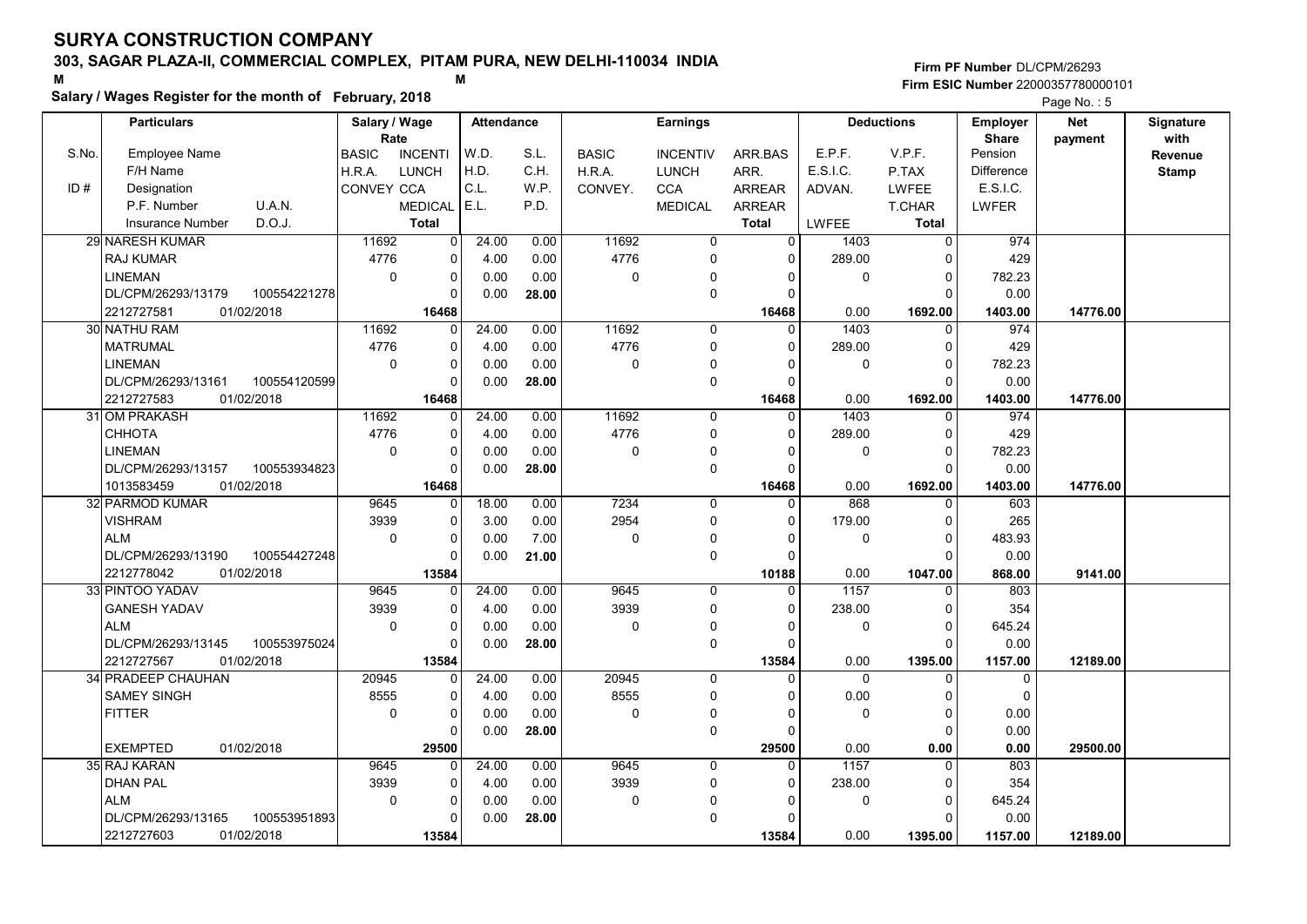# SURYA CONSTRUCTION COMPANY

## 303, SAGAR PLAZA-II, COMMERCIAL COMPLEX, PITAM PURA, NEW DELHI-110034 INDIA

**Salary / Wages Register for the month of February, 2018**

Firm PF Number DL/CPM/26293
Firm ESIC Number 22000357780000101

| S.No. / ID # | Particulars: Employee Name / F/H Name / Designation / P.F. Number, U.A.N. / Insurance Number, D.O.J. | Salary / Wage Rate: BASIC / H.R.A. / CONVEY | INCENTI / LUNCH / CCA / MEDICAL / Total | Attendance: W.D. / H.D. / C.L. / E.L. | S.L. / C.H. / W.P. / P.D. | Earnings: BASIC / H.R.A. / CONVEY. | INCENTIV / LUNCH / CCA / MEDICAL | ARR.BAS / ARR. / ARREAR / ARREAR / Total | Deductions: E.P.F. / E.S.I.C. / ADVAN. / LWFEE | V.P.F. / P.TAX / LWFEE / T.CHAR / Total | Employer Share: Pension / Difference / E.S.I.C. / LWFER | Net payment | Signature with Revenue Stamp |
|---|---|---|---|---|---|---|---|---|---|---|---|---|---|
| 29 | NARESH KUMAR / RAJ KUMAR / LINEMAN / DL/CPM/26293/13179, 100554221278 / 2212727581, 01/02/2018 | 11692 / 4776 / 0 | 0 / 0 / 0 / 0 / 16468 | 24.00 / 4.00 / 0.00 / 0.00 | 0.00 / 0.00 / 0.00 / 28.00 | 11692 / 4776 / 0 | 0 / 0 / 0 / 0 | 0 / 0 / 0 / 0 / 16468 | 1403 / 289.00 / 0 / 0.00 | 0 / 0 / 0 / 0 / 1692.00 | 974 / 429 / 782.23 / 0.00 / 1403.00 | 14776.00 | |
| 30 | NATHU RAM / MATRUMAL / LINEMAN / DL/CPM/26293/13161, 100554120599 / 2212727583, 01/02/2018 | 11692 / 4776 / 0 | 0 / 0 / 0 / 0 / 16468 | 24.00 / 4.00 / 0.00 / 0.00 | 0.00 / 0.00 / 0.00 / 28.00 | 11692 / 4776 / 0 | 0 / 0 / 0 / 0 | 0 / 0 / 0 / 0 / 16468 | 1403 / 289.00 / 0 / 0.00 | 0 / 0 / 0 / 0 / 1692.00 | 974 / 429 / 782.23 / 0.00 / 1403.00 | 14776.00 | |
| 31 | OM PRAKASH / CHHOTA / LINEMAN / DL/CPM/26293/13157, 100553934823 / 1013583459, 01/02/2018 | 11692 / 4776 / 0 | 0 / 0 / 0 / 0 / 16468 | 24.00 / 4.00 / 0.00 / 0.00 | 0.00 / 0.00 / 0.00 / 28.00 | 11692 / 4776 / 0 | 0 / 0 / 0 / 0 | 0 / 0 / 0 / 0 / 16468 | 1403 / 289.00 / 0 / 0.00 | 0 / 0 / 0 / 0 / 1692.00 | 974 / 429 / 782.23 / 0.00 / 1403.00 | 14776.00 | |
| 32 | PARMOD KUMAR / VISHRAM / ALM / DL/CPM/26293/13190, 100554427248 / 2212778042, 01/02/2018 | 9645 / 3939 / 0 | 0 / 0 / 0 / 0 / 13584 | 18.00 / 3.00 / 0.00 / 0.00 | 0.00 / 0.00 / 7.00 / 21.00 | 7234 / 2954 / 0 | 0 / 0 / 0 / 0 | 0 / 0 / 0 / 0 / 10188 | 868 / 179.00 / 0 / 0.00 | 0 / 0 / 0 / 0 / 1047.00 | 603 / 265 / 483.93 / 0.00 / 868.00 | 9141.00 | |
| 33 | PINTOO YADAV / GANESH YADAV / ALM / DL/CPM/26293/13145, 100553975024 / 2212727567, 01/02/2018 | 9645 / 3939 / 0 | 0 / 0 / 0 / 0 / 13584 | 24.00 / 4.00 / 0.00 / 0.00 | 0.00 / 0.00 / 0.00 / 28.00 | 9645 / 3939 / 0 | 0 / 0 / 0 / 0 | 0 / 0 / 0 / 0 / 13584 | 1157 / 238.00 / 0 / 0.00 | 0 / 0 / 0 / 0 / 1395.00 | 803 / 354 / 645.24 / 0.00 / 1157.00 | 12189.00 | |
| 34 | PRADEEP CHAUHAN / SAMEY SINGH / FITTER / / EXEMPTED, 01/02/2018 | 20945 / 8555 / 0 | 0 / 0 / 0 / 0 / 29500 | 24.00 / 4.00 / 0.00 / 0.00 | 0.00 / 0.00 / 0.00 / 28.00 | 20945 / 8555 / 0 | 0 / 0 / 0 / 0 | 0 / 0 / 0 / 0 / 29500 | 0 / 0.00 / 0 / 0.00 | 0 / 0 / 0 / 0 / 0.00 | 0 / 0 / 0.00 / 0.00 / 0.00 | 29500.00 | |
| 35 | RAJ KARAN / DHAN PAL / ALM / DL/CPM/26293/13165, 100553951893 / 2212727603, 01/02/2018 | 9645 / 3939 / 0 | 0 / 0 / 0 / 0 / 13584 | 24.00 / 4.00 / 0.00 / 0.00 | 0.00 / 0.00 / 0.00 / 28.00 | 9645 / 3939 / 0 | 0 / 0 / 0 / 0 | 0 / 0 / 0 / 0 / 13584 | 1157 / 238.00 / 0 / 0.00 | 0 / 0 / 0 / 0 / 1395.00 | 803 / 354 / 645.24 / 0.00 / 1157.00 | 12189.00 | |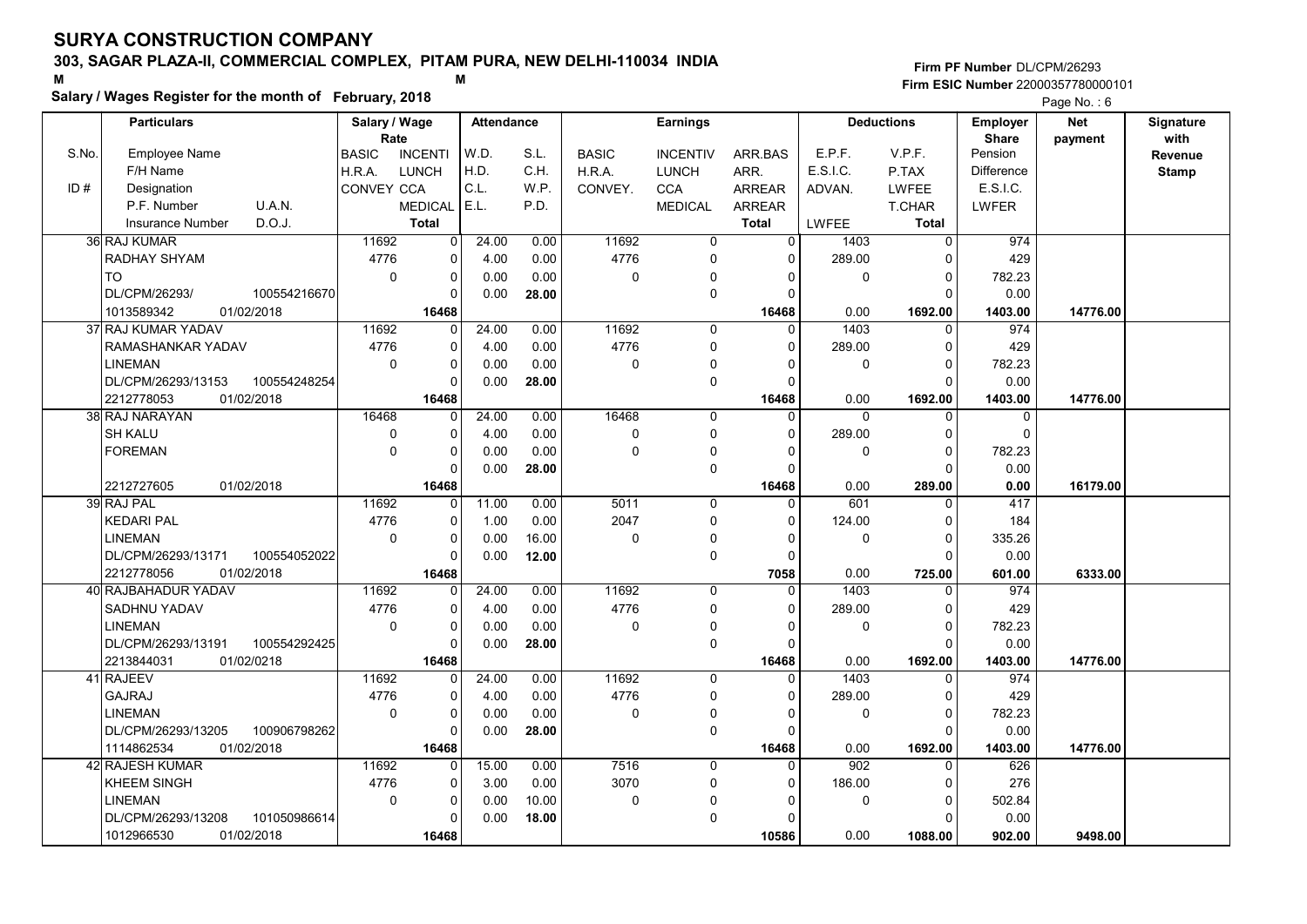# SURYA CONSTRUCTION COMPANY

**303, SAGAR PLAZA-II, COMMERCIAL COMPLEX, PITAM PURA, NEW DELHI-110034 INDIA**

**Salary / Wages Register for the month of February, 2018**

Firm PF Number DL/CPM/26293
Firm ESIC Number 22000357780000101

| S.No. | Particulars | Salary / Wage Rate | | Attendance | | Earnings | | | Deductions | | Employer Share | Net payment | Signature with Revenue Stamp |
|---|---|---|---|---|---|---|---|---|---|---|---|---|---|
| | Employee Name / F/H Name / ID # Designation / P.F. Number U.A.N. / Insurance Number D.O.J. | BASIC / H.R.A. / CONVEY | INCENTI / LUNCH / CCA / MEDICAL / Total | W.D. / H.D. / C.L. / E.L. | S.L. / C.H. / W.P. / P.D. | BASIC / H.R.A. / CONVEY. | INCENTIV / LUNCH / CCA / MEDICAL | ARR.BAS / ARR. / ARREAR / ARREAR / Total | E.P.F. / E.S.I.C. / ADVAN. / LWFEE | V.P.F. / P.TAX / LWFEE / T.CHAR / Total | Pension / Difference / E.S.I.C. / LWFER | | |
| 36 | RAJ KUMAR | 11692 | 0 | 24.00 | 0.00 | 11692 | 0 | 0 | 1403 | 0 | 974 | | |
| | RADHAY SHYAM | 4776 | 0 | 4.00 | 0.00 | 4776 | 0 | 0 | 289.00 | 0 | 429 | | |
| | TO | 0 | 0 | 0.00 | 0.00 | 0 | 0 | 0 | 0 | 0 | 782.23 | | |
| | DL/CPM/26293/ 100554216670 | | 0 | 0.00 | 28.00 | | 0 | 0 | | 0 | 0.00 | | |
| | 1013589342 01/02/2018 | | 16468 | | | | | 16468 | 0.00 | 1692.00 | 1403.00 | 14776.00 | |
| 37 | RAJ KUMAR YADAV | 11692 | 0 | 24.00 | 0.00 | 11692 | 0 | 0 | 1403 | 0 | 974 | | |
| | RAMASHANKAR YADAV | 4776 | 0 | 4.00 | 0.00 | 4776 | 0 | 0 | 289.00 | 0 | 429 | | |
| | LINEMAN | 0 | 0 | 0.00 | 0.00 | 0 | 0 | 0 | 0 | 0 | 782.23 | | |
| | DL/CPM/26293/13153 100554248254 | | 0 | 0.00 | 28.00 | | 0 | 0 | | 0 | 0.00 | | |
| | 2212778053 01/02/2018 | | 16468 | | | | | 16468 | 0.00 | 1692.00 | 1403.00 | 14776.00 | |
| 38 | RAJ NARAYAN | 16468 | 0 | 24.00 | 0.00 | 16468 | 0 | 0 | 0 | 0 | 0 | | |
| | SH KALU | 0 | 0 | 4.00 | 0.00 | 0 | 0 | 0 | 289.00 | 0 | 0 | | |
| | FOREMAN | 0 | 0 | 0.00 | 0.00 | 0 | 0 | 0 | 0 | 0 | 782.23 | | |
| | | | 0 | 0.00 | 28.00 | | 0 | 0 | | 0 | 0.00 | | |
| | 2212727605 01/02/2018 | | 16468 | | | | | 16468 | 0.00 | 289.00 | 0.00 | 16179.00 | |
| 39 | RAJ PAL | 11692 | 0 | 11.00 | 0.00 | 5011 | 0 | 0 | 601 | 0 | 417 | | |
| | KEDARI PAL | 4776 | 0 | 1.00 | 0.00 | 2047 | 0 | 0 | 124.00 | 0 | 184 | | |
| | LINEMAN | 0 | 0 | 0.00 | 16.00 | 0 | 0 | 0 | 0 | 0 | 335.26 | | |
| | DL/CPM/26293/13171 100554052022 | | 0 | 0.00 | 12.00 | | 0 | 0 | | 0 | 0.00 | | |
| | 2212778056 01/02/2018 | | 16468 | | | | | 7058 | 0.00 | 725.00 | 601.00 | 6333.00 | |
| 40 | RAJBAHADUR YADAV | 11692 | 0 | 24.00 | 0.00 | 11692 | 0 | 0 | 1403 | 0 | 974 | | |
| | SADHNU YADAV | 4776 | 0 | 4.00 | 0.00 | 4776 | 0 | 0 | 289.00 | 0 | 429 | | |
| | LINEMAN | 0 | 0 | 0.00 | 0.00 | 0 | 0 | 0 | 0 | 0 | 782.23 | | |
| | DL/CPM/26293/13191 100554292425 | | 0 | 0.00 | 28.00 | | 0 | 0 | | 0 | 0.00 | | |
| | 2213844031 01/02/0218 | | 16468 | | | | | 16468 | 0.00 | 1692.00 | 1403.00 | 14776.00 | |
| 41 | RAJEEV | 11692 | 0 | 24.00 | 0.00 | 11692 | 0 | 0 | 1403 | 0 | 974 | | |
| | GAJRAJ | 4776 | 0 | 4.00 | 0.00 | 4776 | 0 | 0 | 289.00 | 0 | 429 | | |
| | LINEMAN | 0 | 0 | 0.00 | 0.00 | 0 | 0 | 0 | 0 | 0 | 782.23 | | |
| | DL/CPM/26293/13205 100906798262 | | 0 | 0.00 | 28.00 | | 0 | 0 | | 0 | 0.00 | | |
| | 1114862534 01/02/2018 | | 16468 | | | | | 16468 | 0.00 | 1692.00 | 1403.00 | 14776.00 | |
| 42 | RAJESH KUMAR | 11692 | 0 | 15.00 | 0.00 | 7516 | 0 | 0 | 902 | 0 | 626 | | |
| | KHEEM SINGH | 4776 | 0 | 3.00 | 0.00 | 3070 | 0 | 0 | 186.00 | 0 | 276 | | |
| | LINEMAN | 0 | 0 | 0.00 | 10.00 | 0 | 0 | 0 | 0 | 0 | 502.84 | | |
| | DL/CPM/26293/13208 101050986614 | | 0 | 0.00 | 18.00 | | 0 | 0 | | 0 | 0.00 | | |
| | 1012966530 01/02/2018 | | 16468 | | | | | 10586 | 0.00 | 1088.00 | 902.00 | 9498.00 | |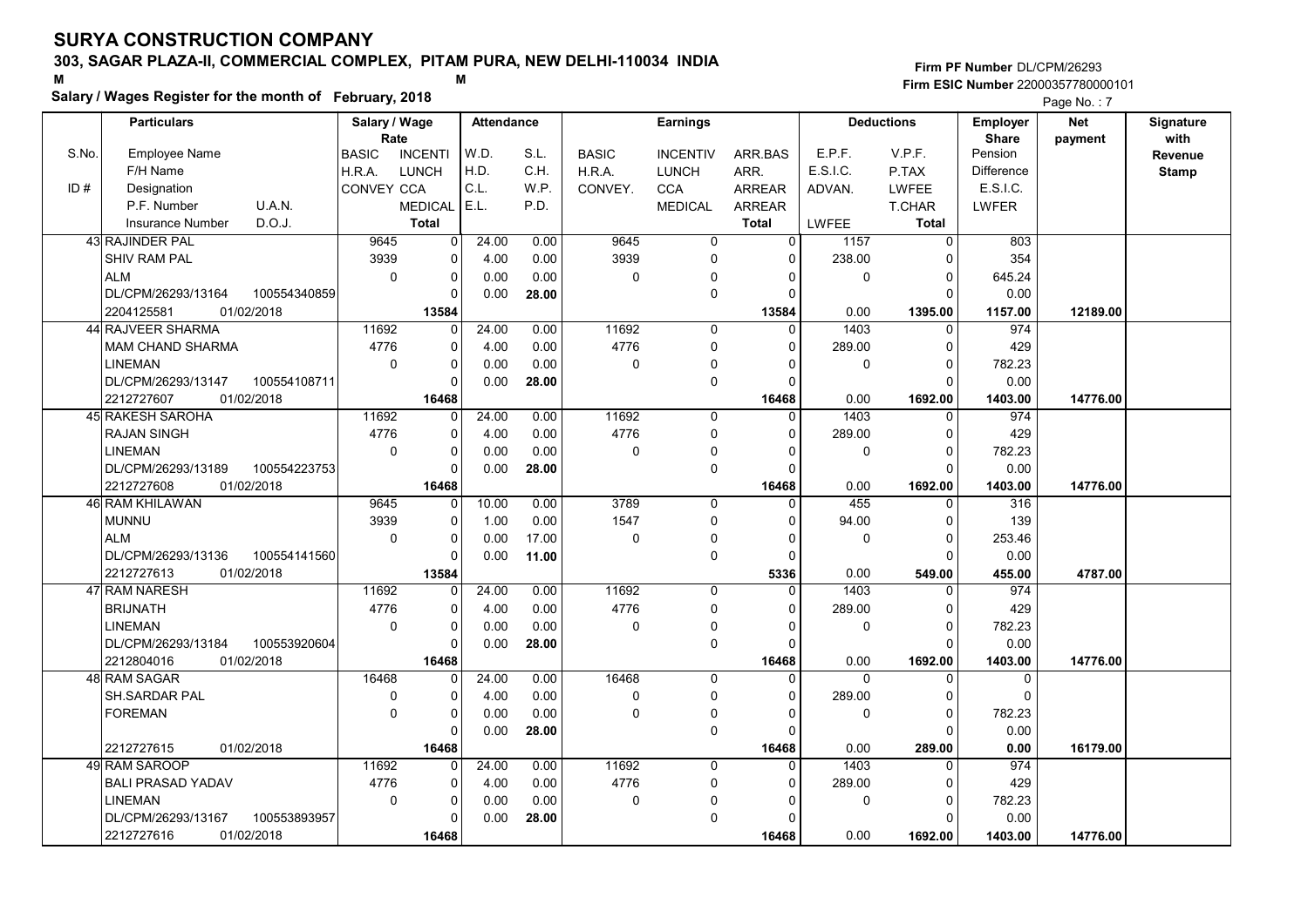# SURYA CONSTRUCTION COMPANY

**303, SAGAR PLAZA-II, COMMERCIAL COMPLEX, PITAM PURA, NEW DELHI-110034 INDIA**

M M

**Salary / Wages Register for the month of February, 2018**

Firm PF Number DL/CPM/26293
Firm ESIC Number 22000357780000101

Page No. : 7

| S.No. | Particulars: Employee Name / F/H Name / Designation / P.F. Number, U.A.N. / Insurance Number, D.O.J. | Salary / Wage Rate: BASIC / H.R.A. / CONVEY | INCENTI / LUNCH / CCA / MEDICAL / Total | Attendance: W.D. / H.D. / C.L. / E.L. | S.L. / C.H. / W.P. / P.D. | Earnings: BASIC / H.R.A. / CONVEY. | INCENTIV / LUNCH / CCA / MEDICAL | ARR.BAS / ARR. / ARREAR / ARREAR / Total | Deductions: E.P.F. / E.S.I.C. / ADVAN. / LWFEE | V.P.F. / P.TAX / LWFEE / T.CHAR / Total | Employer Share: Pension / Difference / E.S.I.C. / LWFER | Net payment | Signature with Revenue Stamp |
|---|---|---|---|---|---|---|---|---|---|---|---|---|---|
| 43 | RAJINDER PAL | 9645 | 0 | 24.00 | 0.00 | 9645 | 0 | 0 | 1157 | 0 | 803 | | |
| | SHIV RAM PAL | 3939 | 0 | 4.00 | 0.00 | 3939 | 0 | 0 | 238.00 | 0 | 354 | | |
| | ALM | 0 | 0 | 0.00 | 0.00 | 0 | 0 | 0 | 0 | 0 | 645.24 | | |
| | DL/CPM/26293/13164 100554340859 | | 0 | 0.00 | 28.00 | | 0 | 0 | | 0 | 0.00 | | |
| | 2204125581 01/02/2018 | | 13584 | | | | | 13584 | 0.00 | 1395.00 | 1157.00 | 12189.00 | |
| 44 | RAJVEER SHARMA | 11692 | 0 | 24.00 | 0.00 | 11692 | 0 | 0 | 1403 | 0 | 974 | | |
| | MAM CHAND SHARMA | 4776 | 0 | 4.00 | 0.00 | 4776 | 0 | 0 | 289.00 | 0 | 429 | | |
| | LINEMAN | 0 | 0 | 0.00 | 0.00 | 0 | 0 | 0 | 0 | 0 | 782.23 | | |
| | DL/CPM/26293/13147 100554108711 | | 0 | 0.00 | 28.00 | | 0 | 0 | | 0 | 0.00 | | |
| | 2212727607 01/02/2018 | | 16468 | | | | | 16468 | 0.00 | 1692.00 | 1403.00 | 14776.00 | |
| 45 | RAKESH SAROHA | 11692 | 0 | 24.00 | 0.00 | 11692 | 0 | 0 | 1403 | 0 | 974 | | |
| | RAJAN SINGH | 4776 | 0 | 4.00 | 0.00 | 4776 | 0 | 0 | 289.00 | 0 | 429 | | |
| | LINEMAN | 0 | 0 | 0.00 | 0.00 | 0 | 0 | 0 | 0 | 0 | 782.23 | | |
| | DL/CPM/26293/13189 100554223753 | | 0 | 0.00 | 28.00 | | 0 | 0 | | 0 | 0.00 | | |
| | 2212727608 01/02/2018 | | 16468 | | | | | 16468 | 0.00 | 1692.00 | 1403.00 | 14776.00 | |
| 46 | RAM KHILAWAN | 9645 | 0 | 10.00 | 0.00 | 3789 | 0 | 0 | 455 | 0 | 316 | | |
| | MUNNU | 3939 | 0 | 1.00 | 0.00 | 1547 | 0 | 0 | 94.00 | 0 | 139 | | |
| | ALM | 0 | 0 | 0.00 | 17.00 | 0 | 0 | 0 | 0 | 0 | 253.46 | | |
| | DL/CPM/26293/13136 100554141560 | | 0 | 0.00 | 11.00 | | 0 | 0 | | 0 | 0.00 | | |
| | 2212727613 01/02/2018 | | 13584 | | | | | 5336 | 0.00 | 549.00 | 455.00 | 4787.00 | |
| 47 | RAM NARESH | 11692 | 0 | 24.00 | 0.00 | 11692 | 0 | 0 | 1403 | 0 | 974 | | |
| | BRIJNATH | 4776 | 0 | 4.00 | 0.00 | 4776 | 0 | 0 | 289.00 | 0 | 429 | | |
| | LINEMAN | 0 | 0 | 0.00 | 0.00 | 0 | 0 | 0 | 0 | 0 | 782.23 | | |
| | DL/CPM/26293/13184 100553920604 | | 0 | 0.00 | 28.00 | | 0 | 0 | | 0 | 0.00 | | |
| | 2212804016 01/02/2018 | | 16468 | | | | | 16468 | 0.00 | 1692.00 | 1403.00 | 14776.00 | |
| 48 | RAM SAGAR | 16468 | 0 | 24.00 | 0.00 | 16468 | 0 | 0 | 0 | 0 | 0 | | |
| | SH.SARDAR PAL | 0 | 0 | 4.00 | 0.00 | 0 | 0 | 0 | 289.00 | 0 | 0 | | |
| | FOREMAN | 0 | 0 | 0.00 | 0.00 | 0 | 0 | 0 | 0 | 0 | 782.23 | | |
| | | | 0 | 0.00 | 28.00 | | 0 | 0 | | 0 | 0.00 | | |
| | 2212727615 01/02/2018 | | 16468 | | | | | 16468 | 0.00 | 289.00 | 0.00 | 16179.00 | |
| 49 | RAM SAROOP | 11692 | 0 | 24.00 | 0.00 | 11692 | 0 | 0 | 1403 | 0 | 974 | | |
| | BALI PRASAD YADAV | 4776 | 0 | 4.00 | 0.00 | 4776 | 0 | 0 | 289.00 | 0 | 429 | | |
| | LINEMAN | 0 | 0 | 0.00 | 0.00 | 0 | 0 | 0 | 0 | 0 | 782.23 | | |
| | DL/CPM/26293/13167 100553893957 | | 0 | 0.00 | 28.00 | | 0 | 0 | | 0 | 0.00 | | |
| | 2212727616 01/02/2018 | | 16468 | | | | | 16468 | 0.00 | 1692.00 | 1403.00 | 14776.00 | |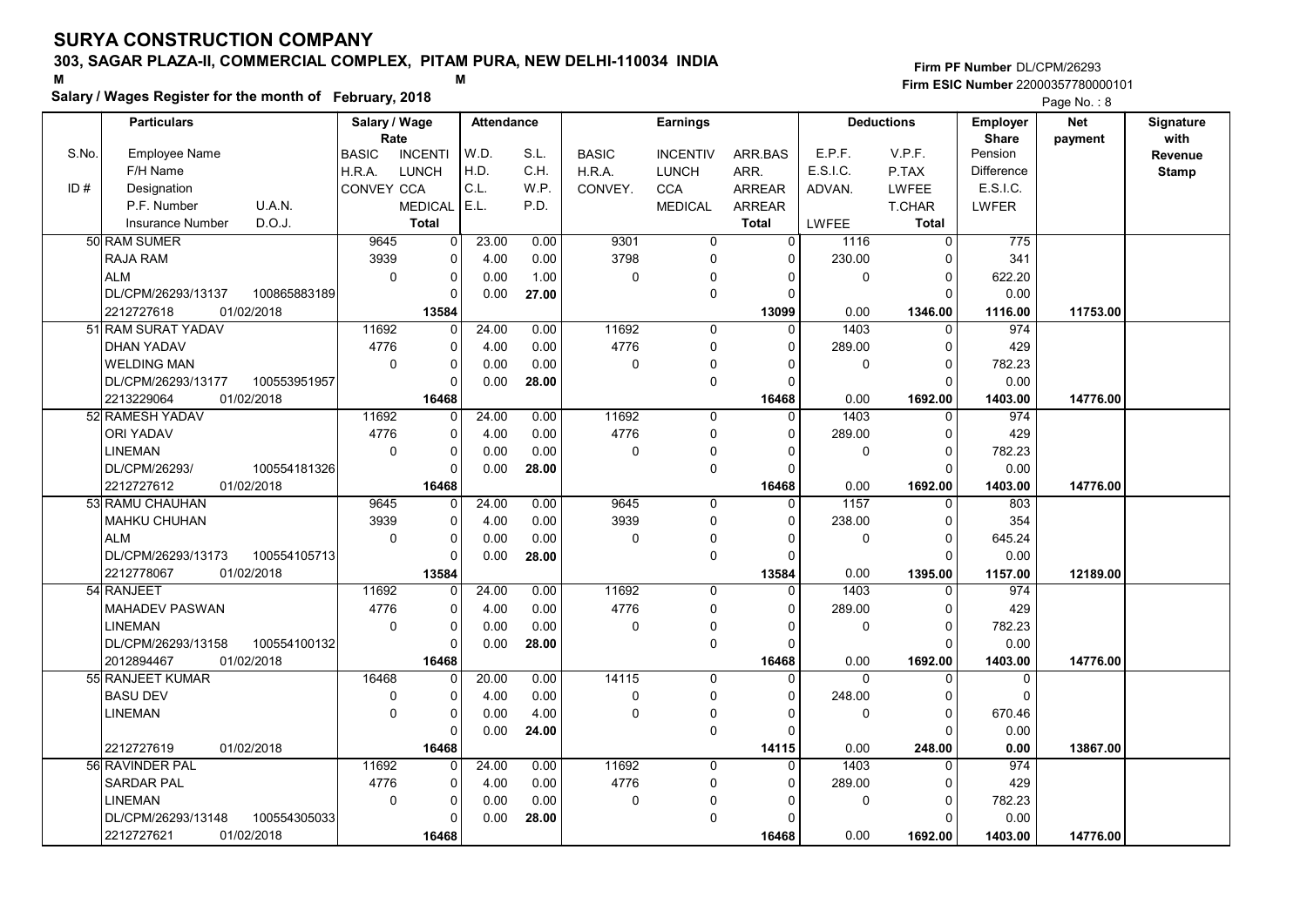# SURYA CONSTRUCTION COMPANY

## 303, SAGAR PLAZA-II, COMMERCIAL COMPLEX, PITAM PURA, NEW DELHI-110034 INDIA

M M

**Salary / Wages Register for the month of February, 2018**

Firm PF Number DL/CPM/26293
Firm ESIC Number 22000357780000101

Page No. : 8

| S.No. | Particulars: Employee Name / F/H Name / Designation / P.F. Number, U.A.N. / Insurance Number, D.O.J. | Salary / Wage Rate: BASIC / H.R.A. / CONVEY | INCENTI / LUNCH / CCA / MEDICAL / Total | Attendance: W.D. / H.D. / C.L. / E.L. | S.L. / C.H. / W.P. / P.D. | Earnings: BASIC / H.R.A. / CONVEY. | INCENTIV / LUNCH / CCA / MEDICAL | ARR.BAS / ARR. / ARREAR / ARREAR / Total | Deductions: E.P.F. / E.S.I.C. / ADVAN. / LWFEE | V.P.F. / P.TAX / LWFEE / T.CHAR / Total | Employer Share: Pension / Difference / E.S.I.C. / LWFER | Net payment | Signature with Revenue Stamp |
|---|---|---|---|---|---|---|---|---|---|---|---|---|---|
| 50 | RAM SUMER | 9645 | 0 | 23.00 | 0.00 | 9301 | 0 | 0 | 1116 | 0 | 775 | | |
| | RAJA RAM | 3939 | 0 | 4.00 | 0.00 | 3798 | 0 | 0 | 230.00 | 0 | 341 | | |
| | ALM | 0 | 0 | 0.00 | 1.00 | 0 | 0 | 0 | 0 | 0 | 622.20 | | |
| | DL/CPM/26293/13137 100865883189 | | 0 | 0.00 | 27.00 | | 0 | 0 | | 0 | 0.00 | | |
| | 2212727618 01/02/2018 | | 13584 | | | | | 13099 | 0.00 | 1346.00 | 1116.00 | 11753.00 | |
| 51 | RAM SURAT YADAV | 11692 | 0 | 24.00 | 0.00 | 11692 | 0 | 0 | 1403 | 0 | 974 | | |
| | DHAN YADAV | 4776 | 0 | 4.00 | 0.00 | 4776 | 0 | 0 | 289.00 | 0 | 429 | | |
| | WELDING MAN | 0 | 0 | 0.00 | 0.00 | 0 | 0 | 0 | 0 | 0 | 782.23 | | |
| | DL/CPM/26293/13177 100553951957 | | 0 | 0.00 | 28.00 | | 0 | 0 | | 0 | 0.00 | | |
| | 2213229064 01/02/2018 | | 16468 | | | | | 16468 | 0.00 | 1692.00 | 1403.00 | 14776.00 | |
| 52 | RAMESH YADAV | 11692 | 0 | 24.00 | 0.00 | 11692 | 0 | 0 | 1403 | 0 | 974 | | |
| | ORI YADAV | 4776 | 0 | 4.00 | 0.00 | 4776 | 0 | 0 | 289.00 | 0 | 429 | | |
| | LINEMAN | 0 | 0 | 0.00 | 0.00 | 0 | 0 | 0 | 0 | 0 | 782.23 | | |
| | DL/CPM/26293/ 100554181326 | | 0 | 0.00 | 28.00 | | 0 | 0 | | 0 | 0.00 | | |
| | 2212727612 01/02/2018 | | 16468 | | | | | 16468 | 0.00 | 1692.00 | 1403.00 | 14776.00 | |
| 53 | RAMU CHAUHAN | 9645 | 0 | 24.00 | 0.00 | 9645 | 0 | 0 | 1157 | 0 | 803 | | |
| | MAHKU CHUHAN | 3939 | 0 | 4.00 | 0.00 | 3939 | 0 | 0 | 238.00 | 0 | 354 | | |
| | ALM | 0 | 0 | 0.00 | 0.00 | 0 | 0 | 0 | 0 | 0 | 645.24 | | |
| | DL/CPM/26293/13173 100554105713 | | 0 | 0.00 | 28.00 | | 0 | 0 | | 0 | 0.00 | | |
| | 2212778067 01/02/2018 | | 13584 | | | | | 13584 | 0.00 | 1395.00 | 1157.00 | 12189.00 | |
| 54 | RANJEET | 11692 | 0 | 24.00 | 0.00 | 11692 | 0 | 0 | 1403 | 0 | 974 | | |
| | MAHADEV PASWAN | 4776 | 0 | 4.00 | 0.00 | 4776 | 0 | 0 | 289.00 | 0 | 429 | | |
| | LINEMAN | 0 | 0 | 0.00 | 0.00 | 0 | 0 | 0 | 0 | 0 | 782.23 | | |
| | DL/CPM/26293/13158 100554100132 | | 0 | 0.00 | 28.00 | | 0 | 0 | | 0 | 0.00 | | |
| | 2012894467 01/02/2018 | | 16468 | | | | | 16468 | 0.00 | 1692.00 | 1403.00 | 14776.00 | |
| 55 | RANJEET KUMAR | 16468 | 0 | 20.00 | 0.00 | 14115 | 0 | 0 | 0 | 0 | 0 | | |
| | BASU DEV | 0 | 0 | 4.00 | 0.00 | 0 | 0 | 0 | 248.00 | 0 | 0 | | |
| | LINEMAN | 0 | 0 | 0.00 | 4.00 | 0 | 0 | 0 | 0 | 0 | 670.46 | | |
| | | | 0 | 0.00 | 24.00 | | 0 | 0 | | 0 | 0.00 | | |
| | 2212727619 01/02/2018 | | 16468 | | | | | 14115 | 0.00 | 248.00 | 0.00 | 13867.00 | |
| 56 | RAVINDER PAL | 11692 | 0 | 24.00 | 0.00 | 11692 | 0 | 0 | 1403 | 0 | 974 | | |
| | SARDAR PAL | 4776 | 0 | 4.00 | 0.00 | 4776 | 0 | 0 | 289.00 | 0 | 429 | | |
| | LINEMAN | 0 | 0 | 0.00 | 0.00 | 0 | 0 | 0 | 0 | 0 | 782.23 | | |
| | DL/CPM/26293/13148 100554305033 | | 0 | 0.00 | 28.00 | | 0 | 0 | | 0 | 0.00 | | |
| | 2212727621 01/02/2018 | | 16468 | | | | | 16468 | 0.00 | 1692.00 | 1403.00 | 14776.00 | |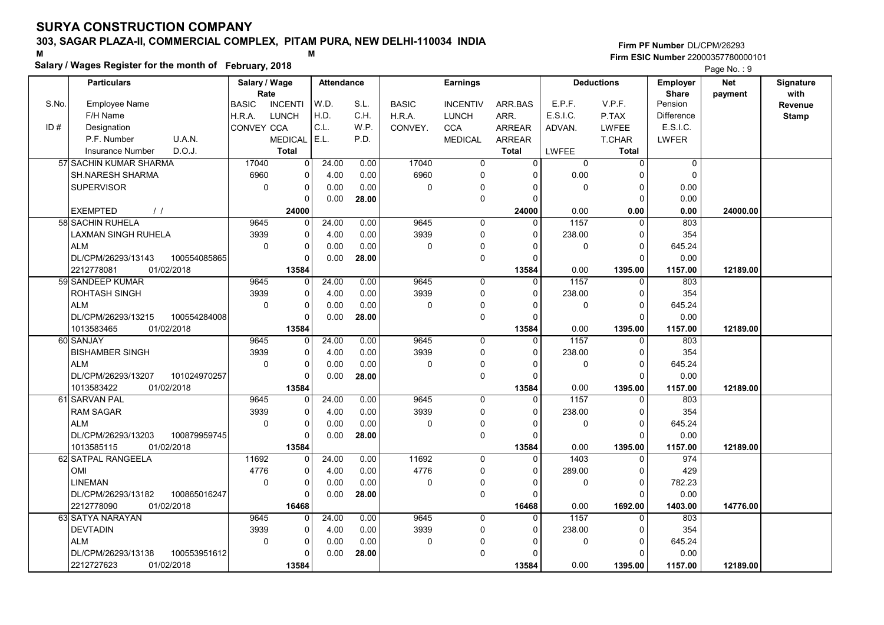# SURYA CONSTRUCTION COMPANY

## 303, SAGAR PLAZA-II, COMMERCIAL COMPLEX, PITAM PURA, NEW DELHI-110034 INDIA

M M

**Salary / Wages Register for the month of February, 2018**

Firm PF Number DL/CPM/26293
Firm ESIC Number 22000357780000101

| S.No. / ID # | Particulars: Employee Name / F/H Name / Designation / P.F. Number / U.A.N. / Insurance Number / D.O.J. | Salary / Wage Rate: BASIC / H.R.A. / CONVEY | INCENTI / LUNCH / CCA / MEDICAL / Total | Attendance: W.D. / H.D. / C.L. / E.L. | S.L. / C.H. / W.P. / P.D. | Earnings: BASIC / H.R.A. / CONVEY. | INCENTIV / LUNCH / CCA / MEDICAL | ARR.BAS / ARR. / ARREAR / ARREAR / Total | Deductions: E.P.F. / E.S.I.C. / ADVAN. / LWFEE | V.P.F. / P.TAX / LWFEE / T.CHAR / Total | Employer Share: Pension / Difference / E.S.I.C. / LWFER | Net payment | Signature with Revenue Stamp |
|---|---|---|---|---|---|---|---|---|---|---|---|---|---|
| 57 | SACHIN KUMAR SHARMA / SH.NARESH SHARMA / SUPERVISOR / EXEMPTED / / | 17040 / 6960 / 0 | 0 / 0 / 0 / 0 / 24000 | 24.00 / 4.00 / 0.00 / 0.00 | 0.00 / 0.00 / 0.00 / 28.00 | 17040 / 6960 / 0 | 0 / 0 / 0 / 0 | 0 / 0 / 0 / 0 / 24000 | 0 / 0.00 / 0 / 0.00 | 0 / 0 / 0 / 0 / 0.00 | 0 / 0 / 0.00 / 0.00 / 0.00 | 24000.00 | |
| 58 | SACHIN RUHELA / LAXMAN SINGH RUHELA / ALM / DL/CPM/26293/13143 100554085865 / 2212778081 01/02/2018 | 9645 / 3939 / 0 | 0 / 0 / 0 / 0 / 13584 | 24.00 / 4.00 / 0.00 / 0.00 | 0.00 / 0.00 / 0.00 / 28.00 | 9645 / 3939 / 0 | 0 / 0 / 0 / 0 | 0 / 0 / 0 / 0 / 13584 | 1157 / 238.00 / 0 / 0.00 | 0 / 0 / 0 / 0 / 1395.00 | 803 / 354 / 645.24 / 0.00 / 1157.00 | 12189.00 | |
| 59 | SANDEEP KUMAR / ROHTASH SINGH / ALM / DL/CPM/26293/13215 100554284008 / 1013583465 01/02/2018 | 9645 / 3939 / 0 | 0 / 0 / 0 / 0 / 13584 | 24.00 / 4.00 / 0.00 / 0.00 | 0.00 / 0.00 / 0.00 / 28.00 | 9645 / 3939 / 0 | 0 / 0 / 0 / 0 | 0 / 0 / 0 / 0 / 13584 | 1157 / 238.00 / 0 / 0.00 | 0 / 0 / 0 / 0 / 1395.00 | 803 / 354 / 645.24 / 0.00 / 1157.00 | 12189.00 | |
| 60 | SANJAY / BISHAMBER SINGH / ALM / DL/CPM/26293/13207 101024970257 / 1013583422 01/02/2018 | 9645 / 3939 / 0 | 0 / 0 / 0 / 0 / 13584 | 24.00 / 4.00 / 0.00 / 0.00 | 0.00 / 0.00 / 0.00 / 28.00 | 9645 / 3939 / 0 | 0 / 0 / 0 / 0 | 0 / 0 / 0 / 0 / 13584 | 1157 / 238.00 / 0 / 0.00 | 0 / 0 / 0 / 0 / 1395.00 | 803 / 354 / 645.24 / 0.00 / 1157.00 | 12189.00 | |
| 61 | SARVAN PAL / RAM SAGAR / ALM / DL/CPM/26293/13203 100879959745 / 1013585115 01/02/2018 | 9645 / 3939 / 0 | 0 / 0 / 0 / 0 / 13584 | 24.00 / 4.00 / 0.00 / 0.00 | 0.00 / 0.00 / 0.00 / 28.00 | 9645 / 3939 / 0 | 0 / 0 / 0 / 0 | 0 / 0 / 0 / 0 / 13584 | 1157 / 238.00 / 0 / 0.00 | 0 / 0 / 0 / 0 / 1395.00 | 803 / 354 / 645.24 / 0.00 / 1157.00 | 12189.00 | |
| 62 | SATPAL RANGEELA / OMI / LINEMAN / DL/CPM/26293/13182 100865016247 / 2212778090 01/02/2018 | 11692 / 4776 / 0 | 0 / 0 / 0 / 0 / 16468 | 24.00 / 4.00 / 0.00 / 0.00 | 0.00 / 0.00 / 0.00 / 28.00 | 11692 / 4776 / 0 | 0 / 0 / 0 / 0 | 0 / 0 / 0 / 0 / 16468 | 1403 / 289.00 / 0 / 0.00 | 0 / 0 / 0 / 0 / 1692.00 | 974 / 429 / 782.23 / 0.00 / 1403.00 | 14776.00 | |
| 63 | SATYA NARAYAN / DEVTADIN / ALM / DL/CPM/26293/13138 100553951612 / 2212727623 01/02/2018 | 9645 / 3939 / 0 | 0 / 0 / 0 / 0 / 13584 | 24.00 / 4.00 / 0.00 / 0.00 | 0.00 / 0.00 / 0.00 / 28.00 | 9645 / 3939 / 0 | 0 / 0 / 0 / 0 | 0 / 0 / 0 / 0 / 13584 | 1157 / 238.00 / 0 / 0.00 | 0 / 0 / 0 / 0 / 1395.00 | 803 / 354 / 645.24 / 0.00 / 1157.00 | 12189.00 | |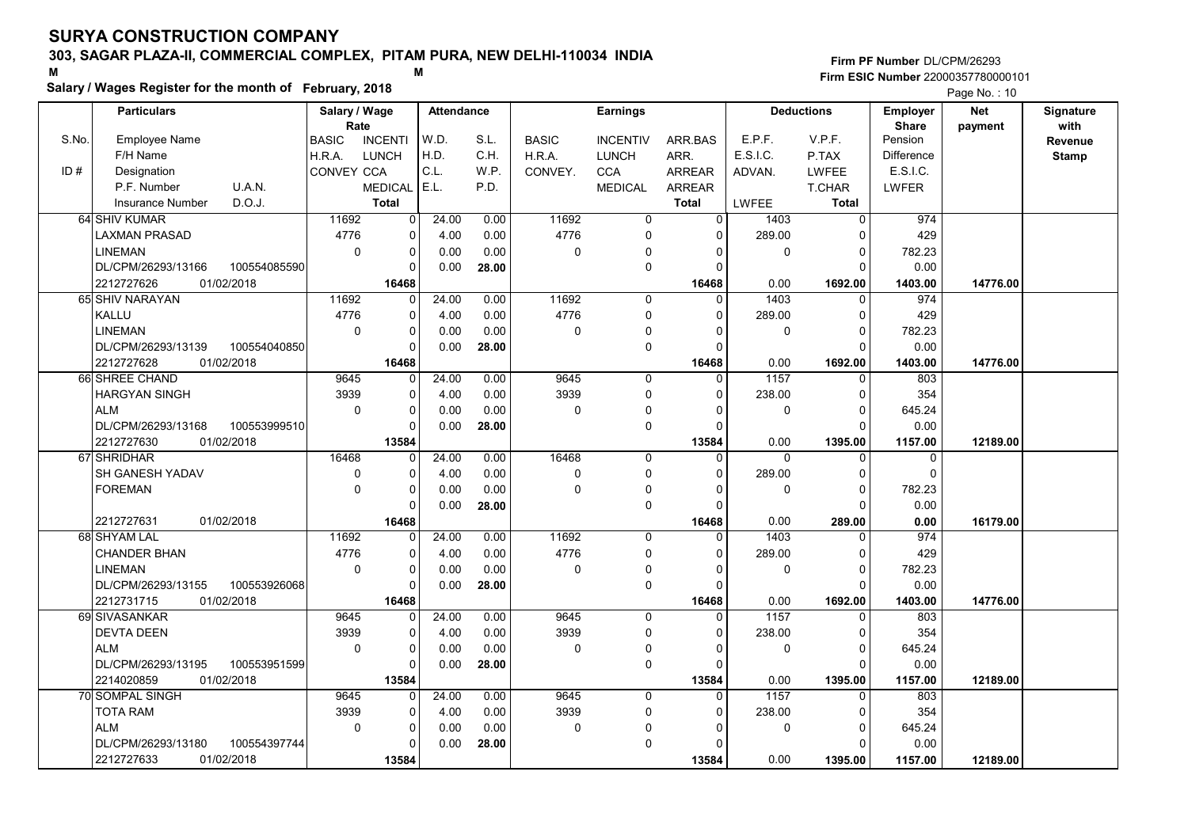# SURYA CONSTRUCTION COMPANY

## 303, SAGAR PLAZA-II, COMMERCIAL COMPLEX, PITAM PURA, NEW DELHI-110034 INDIA

M M

**Salary / Wages Register for the month of February, 2018**

Firm PF Number DL/CPM/26293
Firm ESIC Number 22000357780000101

| S.No. | Employee Name / F/H Name / ID # Designation / P.F. Number U.A.N. / Insurance Number D.O.J. | Salary / Wage Rate: BASIC / H.R.A. / CONVEY | INCENTI / LUNCH / CCA / MEDICAL / Total | W.D. / H.D. / C.L. / E.L. | S.L. / C.H. / W.P. / P.D. | BASIC / H.R.A. / CONVEY. | INCENTIV / LUNCH / CCA / MEDICAL | ARR.BAS / ARR. / ARREAR / ARREAR / Total | E.P.F. / E.S.I.C. / ADVAN. / LWFEE | V.P.F. / P.TAX / LWFEE / T.CHAR / Total | Employer Share Pension / Difference / E.S.I.C. / LWFER | Net payment | Signature with Revenue Stamp |
|---|---|---|---|---|---|---|---|---|---|---|---|---|---|
| 64 | SHIV KUMAR | 11692 | 0 | 24.00 | 0.00 | 11692 | 0 | 0 | 1403 | 0 | 974 | | |
| | LAXMAN PRASAD | 4776 | 0 | 4.00 | 0.00 | 4776 | 0 | 0 | 289.00 | 0 | 429 | | |
| | LINEMAN | 0 | 0 | 0.00 | 0.00 | 0 | 0 | 0 | 0 | 0 | 782.23 | | |
| | DL/CPM/26293/13166 100554085590 | | 0 | 0.00 | 28.00 | | 0 | 0 | | 0 | 0.00 | | |
| | 2212727626 01/02/2018 | | 16468 | | | | | 16468 | 0.00 | 1692.00 | 1403.00 | 14776.00 | |
| 65 | SHIV NARAYAN | 11692 | 0 | 24.00 | 0.00 | 11692 | 0 | 0 | 1403 | 0 | 974 | | |
| | KALLU | 4776 | 0 | 4.00 | 0.00 | 4776 | 0 | 0 | 289.00 | 0 | 429 | | |
| | LINEMAN | 0 | 0 | 0.00 | 0.00 | 0 | 0 | 0 | 0 | 0 | 782.23 | | |
| | DL/CPM/26293/13139 100554040850 | | 0 | 0.00 | 28.00 | | 0 | 0 | | 0 | 0.00 | | |
| | 2212727628 01/02/2018 | | 16468 | | | | | 16468 | 0.00 | 1692.00 | 1403.00 | 14776.00 | |
| 66 | SHREE CHAND | 9645 | 0 | 24.00 | 0.00 | 9645 | 0 | 0 | 1157 | 0 | 803 | | |
| | HARGYAN SINGH | 3939 | 0 | 4.00 | 0.00 | 3939 | 0 | 0 | 238.00 | 0 | 354 | | |
| | ALM | 0 | 0 | 0.00 | 0.00 | 0 | 0 | 0 | 0 | 0 | 645.24 | | |
| | DL/CPM/26293/13168 100553999510 | | 0 | 0.00 | 28.00 | | 0 | 0 | | 0 | 0.00 | | |
| | 2212727630 01/02/2018 | | 13584 | | | | | 13584 | 0.00 | 1395.00 | 1157.00 | 12189.00 | |
| 67 | SHRIDHAR | 16468 | 0 | 24.00 | 0.00 | 16468 | 0 | 0 | 0 | 0 | 0 | | |
| | SH GANESH YADAV | 0 | 0 | 4.00 | 0.00 | 0 | 0 | 0 | 289.00 | 0 | 0 | | |
| | FOREMAN | 0 | 0 | 0.00 | 0.00 | 0 | 0 | 0 | 0 | 0 | 782.23 | | |
| | | | 0 | 0.00 | 28.00 | | 0 | 0 | | 0 | 0.00 | | |
| | 2212727631 01/02/2018 | | 16468 | | | | | 16468 | 0.00 | 289.00 | 0.00 | 16179.00 | |
| 68 | SHYAM LAL | 11692 | 0 | 24.00 | 0.00 | 11692 | 0 | 0 | 1403 | 0 | 974 | | |
| | CHANDER BHAN | 4776 | 0 | 4.00 | 0.00 | 4776 | 0 | 0 | 289.00 | 0 | 429 | | |
| | LINEMAN | 0 | 0 | 0.00 | 0.00 | 0 | 0 | 0 | 0 | 0 | 782.23 | | |
| | DL/CPM/26293/13155 100553926068 | | 0 | 0.00 | 28.00 | | 0 | 0 | | 0 | 0.00 | | |
| | 2212731715 01/02/2018 | | 16468 | | | | | 16468 | 0.00 | 1692.00 | 1403.00 | 14776.00 | |
| 69 | SIVASANKAR | 9645 | 0 | 24.00 | 0.00 | 9645 | 0 | 0 | 1157 | 0 | 803 | | |
| | DEVTA DEEN | 3939 | 0 | 4.00 | 0.00 | 3939 | 0 | 0 | 238.00 | 0 | 354 | | |
| | ALM | 0 | 0 | 0.00 | 0.00 | 0 | 0 | 0 | 0 | 0 | 645.24 | | |
| | DL/CPM/26293/13195 100553951599 | | 0 | 0.00 | 28.00 | | 0 | 0 | | 0 | 0.00 | | |
| | 2214020859 01/02/2018 | | 13584 | | | | | 13584 | 0.00 | 1395.00 | 1157.00 | 12189.00 | |
| 70 | SOMPAL SINGH | 9645 | 0 | 24.00 | 0.00 | 9645 | 0 | 0 | 1157 | 0 | 803 | | |
| | TOTA RAM | 3939 | 0 | 4.00 | 0.00 | 3939 | 0 | 0 | 238.00 | 0 | 354 | | |
| | ALM | 0 | 0 | 0.00 | 0.00 | 0 | 0 | 0 | 0 | 0 | 645.24 | | |
| | DL/CPM/26293/13180 100554397744 | | 0 | 0.00 | 28.00 | | 0 | 0 | | 0 | 0.00 | | |
| | 2212727633 01/02/2018 | | 13584 | | | | | 13584 | 0.00 | 1395.00 | 1157.00 | 12189.00 | |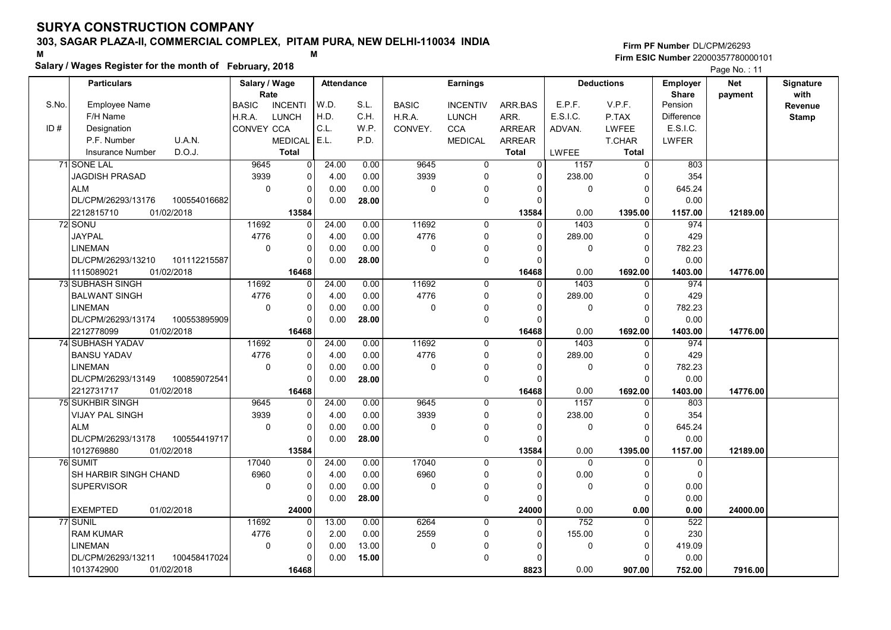# SURYA CONSTRUCTION COMPANY

## 303, SAGAR PLAZA-II, COMMERCIAL COMPLEX, PITAM PURA, NEW DELHI-110034 INDIA

**Salary / Wages Register for the month of February, 2018**

Firm PF Number DL/CPM/26293
Firm ESIC Number 22000357780000101

Page No. : 11

| S.No. / ID # | Particulars: Employee Name / F/H Name / Designation / P.F. Number / U.A.N. / Insurance Number / D.O.J. | Salary / Wage Rate: BASIC / H.R.A. / CONVEY | Rate: INCENTI / LUNCH / CCA / MEDICAL / Total | Attendance: W.D. / H.D. / C.L. / E.L. | Attendance: S.L. / C.H. / W.P. / P.D. | Earnings: BASIC / H.R.A. / CONVEY. | Earnings: INCENTIV / LUNCH / CCA / MEDICAL | Earnings: ARR.BAS / ARR. / ARREAR / ARREAR / Total | Deductions: E.P.F. / E.S.I.C. / ADVAN. / LWFEE | Deductions: V.P.F. / P.TAX / LWFEE / T.CHAR / Total | Employer Share: Pension / Difference / E.S.I.C. / LWFER | Net payment | Signature with Revenue Stamp |
|---|---|---|---|---|---|---|---|---|---|---|---|---|---|
| 71 | SONE LAL / JAGDISH PRASAD / ALM / DL/CPM/26293/13176 / 100554016682 / 2212815710 / 01/02/2018 | 9645 / 3939 / 0 | 0 / 0 / 0 / 0 / 13584 | 24.00 / 4.00 / 0.00 / 0.00 | 0.00 / 0.00 / 0.00 / 28.00 | 9645 / 3939 / 0 | 0 / 0 / 0 / 0 | 0 / 0 / 0 / 0 / 13584 | 1157 / 238.00 / 0 / 0.00 | 0 / 0 / 0 / 0 / 1395.00 | 803 / 354 / 645.24 / 0.00 / 1157.00 | 12189.00 | |
| 72 | SONU / JAYPAL / LINEMAN / DL/CPM/26293/13210 / 101112215587 / 1115089021 / 01/02/2018 | 11692 / 4776 / 0 | 0 / 0 / 0 / 0 / 16468 | 24.00 / 4.00 / 0.00 / 0.00 | 0.00 / 0.00 / 0.00 / 28.00 | 11692 / 4776 / 0 | 0 / 0 / 0 / 0 | 0 / 0 / 0 / 0 / 16468 | 1403 / 289.00 / 0 / 0.00 | 0 / 0 / 0 / 0 / 1692.00 | 974 / 429 / 782.23 / 0.00 / 1403.00 | 14776.00 | |
| 73 | SUBHASH SINGH / BALWANT SINGH / LINEMAN / DL/CPM/26293/13174 / 100553895909 / 2212778099 / 01/02/2018 | 11692 / 4776 / 0 | 0 / 0 / 0 / 0 / 16468 | 24.00 / 4.00 / 0.00 / 0.00 | 0.00 / 0.00 / 0.00 / 28.00 | 11692 / 4776 / 0 | 0 / 0 / 0 / 0 | 0 / 0 / 0 / 0 / 16468 | 1403 / 289.00 / 0 / 0.00 | 0 / 0 / 0 / 0 / 1692.00 | 974 / 429 / 782.23 / 0.00 / 1403.00 | 14776.00 | |
| 74 | SUBHASH YADAV / BANSU YADAV / LINEMAN / DL/CPM/26293/13149 / 100859072541 / 2212731717 / 01/02/2018 | 11692 / 4776 / 0 | 0 / 0 / 0 / 0 / 16468 | 24.00 / 4.00 / 0.00 / 0.00 | 0.00 / 0.00 / 0.00 / 28.00 | 11692 / 4776 / 0 | 0 / 0 / 0 / 0 | 0 / 0 / 0 / 0 / 16468 | 1403 / 289.00 / 0 / 0.00 | 0 / 0 / 0 / 0 / 1692.00 | 974 / 429 / 782.23 / 0.00 / 1403.00 | 14776.00 | |
| 75 | SUKHBIR SINGH / VIJAY PAL SINGH / ALM / DL/CPM/26293/13178 / 100554419717 / 1012769880 / 01/02/2018 | 9645 / 3939 / 0 | 0 / 0 / 0 / 0 / 13584 | 24.00 / 4.00 / 0.00 / 0.00 | 0.00 / 0.00 / 0.00 / 28.00 | 9645 / 3939 / 0 | 0 / 0 / 0 / 0 | 0 / 0 / 0 / 0 / 13584 | 1157 / 238.00 / 0 / 0.00 | 0 / 0 / 0 / 0 / 1395.00 | 803 / 354 / 645.24 / 0.00 / 1157.00 | 12189.00 | |
| 76 | SUMIT / SH HARBIR SINGH CHAND / SUPERVISOR / EXEMPTED / 01/02/2018 | 17040 / 6960 / 0 | 0 / 0 / 0 / 0 / 24000 | 24.00 / 4.00 / 0.00 / 0.00 | 0.00 / 0.00 / 0.00 / 28.00 | 17040 / 6960 / 0 | 0 / 0 / 0 / 0 | 0 / 0 / 0 / 0 / 24000 | 0 / 0.00 / 0 / 0.00 | 0 / 0 / 0 / 0 / 0.00 | 0 / 0 / 0.00 / 0.00 / 0.00 | 24000.00 | |
| 77 | SUNIL / RAM KUMAR / LINEMAN / DL/CPM/26293/13211 / 100458417024 / 1013742900 / 01/02/2018 | 11692 / 4776 / 0 | 0 / 0 / 0 / 0 / 16468 | 13.00 / 2.00 / 0.00 / 0.00 | 0.00 / 0.00 / 13.00 / 15.00 | 6264 / 2559 / 0 | 0 / 0 / 0 / 0 | 0 / 0 / 0 / 0 / 8823 | 752 / 155.00 / 0 / 0.00 | 0 / 0 / 0 / 0 / 907.00 | 522 / 230 / 419.09 / 0.00 / 752.00 | 7916.00 | |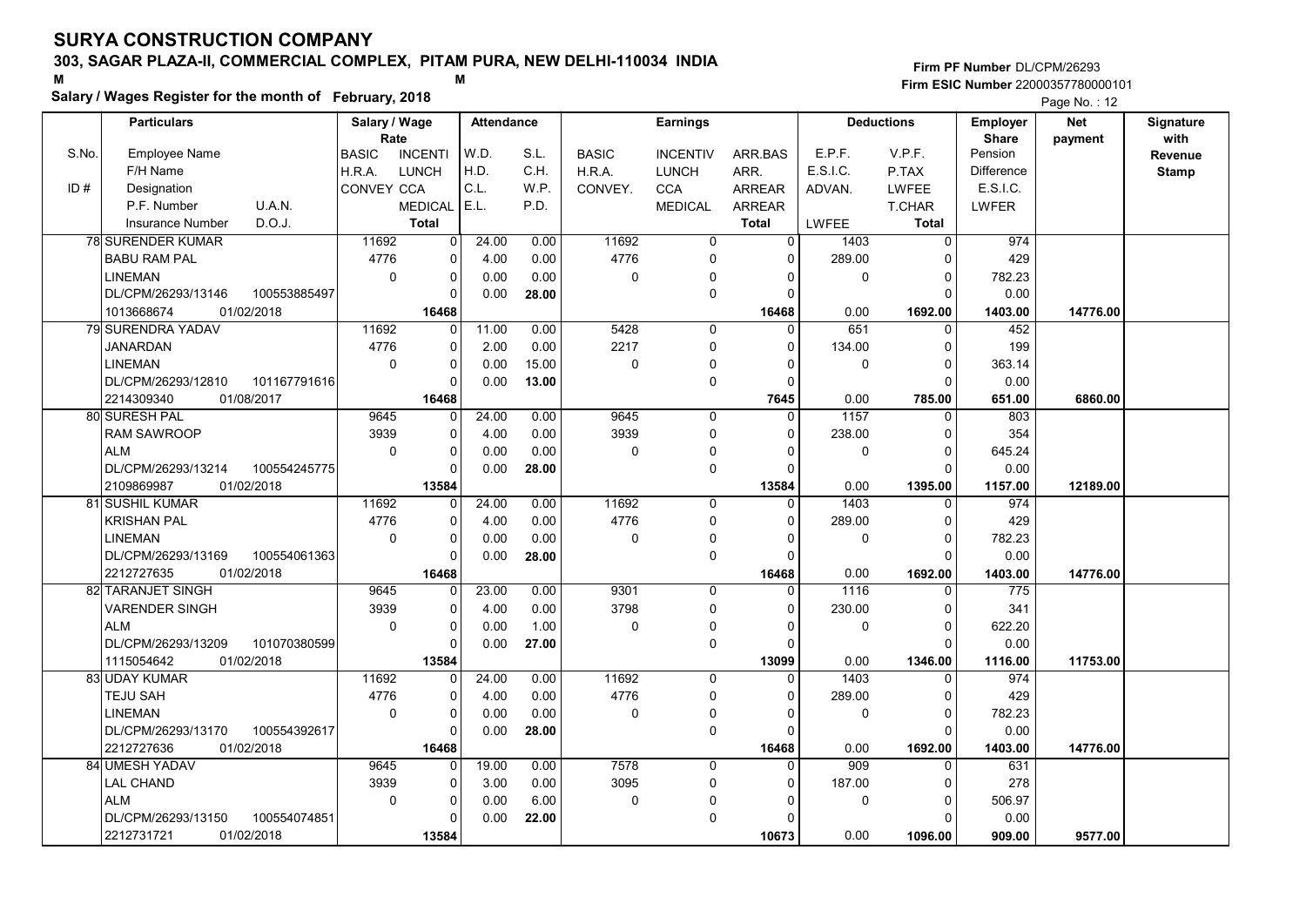# SURYA CONSTRUCTION COMPANY

**303, SAGAR PLAZA-II, COMMERCIAL COMPLEX, PITAM PURA, NEW DELHI-110034 INDIA**

**Salary / Wages Register for the month of February, 2018**

**Firm PF Number** DL/CPM/26293
**Firm ESIC Number** 22000357780000101

Page No. : 12

| S.No. | Particulars: Employee Name / F/H Name / Designation / P.F. Number, U.A.N. / Insurance Number, D.O.J. | Salary / Wage Rate: BASIC, INCENTI / H.R.A., LUNCH / CONVEY, CCA / MEDICAL / Total | Attendance: W.D., S.L. / H.D., C.H. / C.L., W.P. / E.L., P.D. | Earnings: BASIC, INCENTIV, ARR.BAS / H.R.A., LUNCH, ARR. / CONVEY., CCA, ARREAR / MEDICAL, ARREAR / Total | Deductions: E.P.F., V.P.F. / E.S.I.C., P.TAX / ADVAN., LWFEE / T.CHAR / LWFEE, Total | Employer Share: Pension / Difference / E.S.I.C. / LWFER | Net payment | Signature with Revenue Stamp |
|---|---|---|---|---|---|---|---|---|
| 78 | SURENDER KUMAR<br>BABU RAM PAL<br>LINEMAN<br>DL/CPM/26293/13146 100553885497<br>1013668674 01/02/2018 | 11692 0<br>4776 0<br>0 0<br>0<br>16468 | 24.00 0.00<br>4.00 0.00<br>0.00 0.00<br>0.00 28.00 | 11692 0 0<br>4776 0 0<br>0 0 0<br>0 0<br>16468 | 1403 0<br>289.00 0<br>0 0<br>0<br>0.00 1692.00 | 974<br>429<br>782.23<br>0.00<br>1403.00 | 14776.00 | |
| 79 | SURENDRA YADAV<br>JANARDAN<br>LINEMAN<br>DL/CPM/26293/12810 101167791616<br>2214309340 01/08/2017 | 11692 0<br>4776 0<br>0 0<br>0<br>16468 | 11.00 0.00<br>2.00 0.00<br>0.00 15.00<br>0.00 13.00 | 5428 0 0<br>2217 0 0<br>0 0 0<br>0 0<br>7645 | 651 0<br>134.00 0<br>0 0<br>0<br>0.00 785.00 | 452<br>199<br>363.14<br>0.00<br>651.00 | 6860.00 | |
| 80 | SURESH PAL<br>RAM SAWROOP<br>ALM<br>DL/CPM/26293/13214 100554245775<br>2109869987 01/02/2018 | 9645 0<br>3939 0<br>0 0<br>0<br>13584 | 24.00 0.00<br>4.00 0.00<br>0.00 0.00<br>0.00 28.00 | 9645 0 0<br>3939 0 0<br>0 0 0<br>0 0<br>13584 | 1157 0<br>238.00 0<br>0 0<br>0<br>0.00 1395.00 | 803<br>354<br>645.24<br>0.00<br>1157.00 | 12189.00 | |
| 81 | SUSHIL KUMAR<br>KRISHAN PAL<br>LINEMAN<br>DL/CPM/26293/13169 100554061363<br>2212727635 01/02/2018 | 11692 0<br>4776 0<br>0 0<br>0<br>16468 | 24.00 0.00<br>4.00 0.00<br>0.00 0.00<br>0.00 28.00 | 11692 0 0<br>4776 0 0<br>0 0 0<br>0 0<br>16468 | 1403 0<br>289.00 0<br>0 0<br>0<br>0.00 1692.00 | 974<br>429<br>782.23<br>0.00<br>1403.00 | 14776.00 | |
| 82 | TARANJET SINGH<br>VARENDER SINGH<br>ALM<br>DL/CPM/26293/13209 101070380599<br>1115054642 01/02/2018 | 9645 0<br>3939 0<br>0 0<br>0<br>13584 | 23.00 0.00<br>4.00 0.00<br>0.00 1.00<br>0.00 27.00 | 9301 0 0<br>3798 0 0<br>0 0 0<br>0 0<br>13099 | 1116 0<br>230.00 0<br>0 0<br>0<br>0.00 1346.00 | 775<br>341<br>622.20<br>0.00<br>1116.00 | 11753.00 | |
| 83 | UDAY KUMAR<br>TEJU SAH<br>LINEMAN<br>DL/CPM/26293/13170 100554392617<br>2212727636 01/02/2018 | 11692 0<br>4776 0<br>0 0<br>0<br>16468 | 24.00 0.00<br>4.00 0.00<br>0.00 0.00<br>0.00 28.00 | 11692 0 0<br>4776 0 0<br>0 0 0<br>0 0<br>16468 | 1403 0<br>289.00 0<br>0 0<br>0<br>0.00 1692.00 | 974<br>429<br>782.23<br>0.00<br>1403.00 | 14776.00 | |
| 84 | UMESH YADAV<br>LAL CHAND<br>ALM<br>DL/CPM/26293/13150 100554074851<br>2212731721 01/02/2018 | 9645 0<br>3939 0<br>0 0<br>0<br>13584 | 19.00 0.00<br>3.00 0.00<br>0.00 6.00<br>0.00 22.00 | 7578 0 0<br>3095 0 0<br>0 0 0<br>0 0<br>10673 | 909 0<br>187.00 0<br>0 0<br>0<br>0.00 1096.00 | 631<br>278<br>506.97<br>0.00<br>909.00 | 9577.00 | |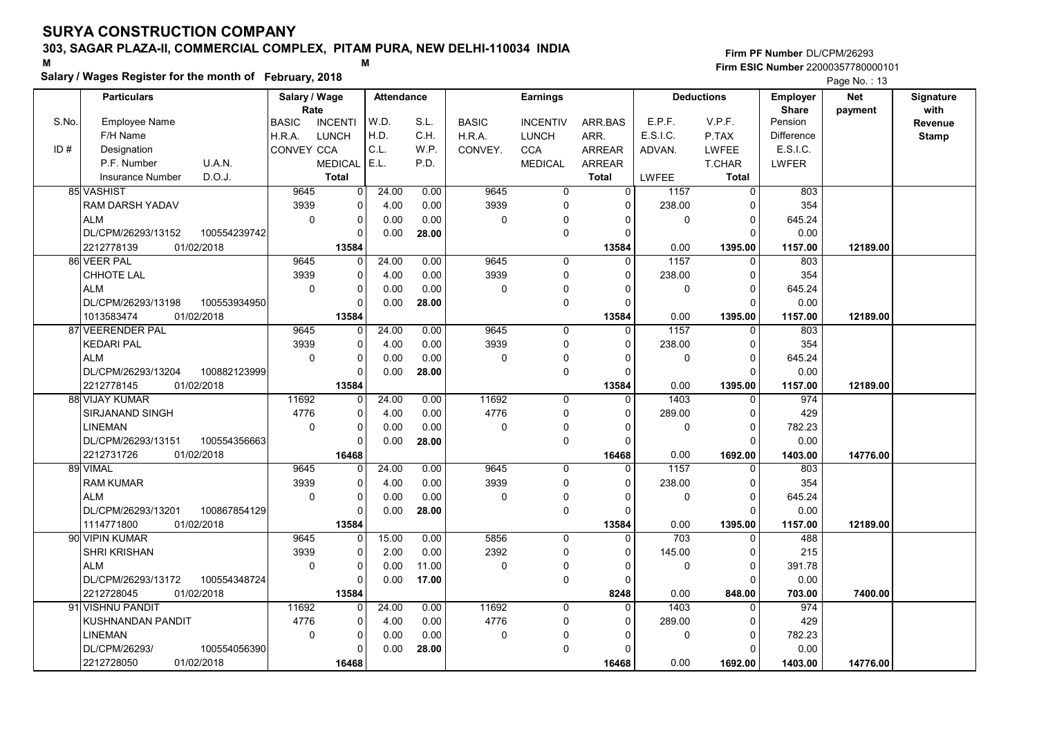# SURYA CONSTRUCTION COMPANY

## 303, SAGAR PLAZA-II, COMMERCIAL COMPLEX, PITAM PURA, NEW DELHI-110034 INDIA

M M

**Salary / Wages Register for the month of February, 2018**

Firm PF Number DL/CPM/26293
Firm ESIC Number 22000357780000101

| S.No. / ID # | Employee Name / F/H Name / Designation / P.F. Number / U.A.N. / Insurance Number / D.O.J. | Salary / Wage Rate: BASIC / H.R.A. / CONVEY | INCENTI / LUNCH / CCA / MEDICAL / Total | Attendance: W.D. / H.D. / C.L. / E.L. | S.L. / C.H. / W.P. / P.D. | Earnings: BASIC / H.R.A. / CONVEY. | INCENTIV / LUNCH / CCA / MEDICAL | ARR.BAS / ARR. / ARREAR / ARREAR / Total | Deductions: E.P.F. / E.S.I.C. / ADVAN. / LWFEE | V.P.F. / P.TAX / LWFEE / T.CHAR / Total | Employer Share: Pension / Difference / E.S.I.C. / LWFER | Net payment | Signature with Revenue Stamp |
|---|---|---|---|---|---|---|---|---|---|---|---|---|---|
| 85 | VASHIST<br>RAM DARSH YADAV<br>ALM<br>DL/CPM/26293/13152 100554239742<br>2212778139 01/02/2018 | 9645<br>3939<br>0 | 0<br>0<br>0<br>0<br>13584 | 24.00<br>4.00<br>0.00<br>0.00 | 0.00<br>0.00<br>0.00<br>28.00 | 9645<br>3939<br>0 | 0<br>0<br>0<br>0 | 0<br>0<br>0<br>0<br>13584 | 1157<br>238.00<br>0<br>0.00 | 0<br>0<br>0<br>0<br>1395.00 | 803<br>354<br>645.24<br>0.00<br>1157.00 | 12189.00 | |
| 86 | VEER PAL<br>CHHOTE LAL<br>ALM<br>DL/CPM/26293/13198 100553934950<br>1013583474 01/02/2018 | 9645<br>3939<br>0 | 0<br>0<br>0<br>0<br>13584 | 24.00<br>4.00<br>0.00<br>0.00 | 0.00<br>0.00<br>0.00<br>28.00 | 9645<br>3939<br>0 | 0<br>0<br>0<br>0 | 0<br>0<br>0<br>0<br>13584 | 1157<br>238.00<br>0<br>0.00 | 0<br>0<br>0<br>0<br>1395.00 | 803<br>354<br>645.24<br>0.00<br>1157.00 | 12189.00 | |
| 87 | VEERENDER PAL<br>KEDARI PAL<br>ALM<br>DL/CPM/26293/13204 100882123999<br>2212778145 01/02/2018 | 9645<br>3939<br>0 | 0<br>0<br>0<br>0<br>13584 | 24.00<br>4.00<br>0.00<br>0.00 | 0.00<br>0.00<br>0.00<br>28.00 | 9645<br>3939<br>0 | 0<br>0<br>0<br>0 | 0<br>0<br>0<br>0<br>13584 | 1157<br>238.00<br>0<br>0.00 | 0<br>0<br>0<br>0<br>1395.00 | 803<br>354<br>645.24<br>0.00<br>1157.00 | 12189.00 | |
| 88 | VIJAY KUMAR<br>SIRJANAND SINGH<br>LINEMAN<br>DL/CPM/26293/13151 100554356663<br>2212731726 01/02/2018 | 11692<br>4776<br>0 | 0<br>0<br>0<br>0<br>16468 | 24.00<br>4.00<br>0.00<br>0.00 | 0.00<br>0.00<br>0.00<br>28.00 | 11692<br>4776<br>0 | 0<br>0<br>0<br>0 | 0<br>0<br>0<br>0<br>16468 | 1403<br>289.00<br>0<br>0.00 | 0<br>0<br>0<br>0<br>1692.00 | 974<br>429<br>782.23<br>0.00<br>1403.00 | 14776.00 | |
| 89 | VIMAL<br>RAM KUMAR<br>ALM<br>DL/CPM/26293/13201 100867854129<br>1114771800 01/02/2018 | 9645<br>3939<br>0 | 0<br>0<br>0<br>0<br>13584 | 24.00<br>4.00<br>0.00<br>0.00 | 0.00<br>0.00<br>0.00<br>28.00 | 9645<br>3939<br>0 | 0<br>0<br>0<br>0 | 0<br>0<br>0<br>0<br>13584 | 1157<br>238.00<br>0<br>0.00 | 0<br>0<br>0<br>0<br>1395.00 | 803<br>354<br>645.24<br>0.00<br>1157.00 | 12189.00 | |
| 90 | VIPIN KUMAR<br>SHRI KRISHAN<br>ALM<br>DL/CPM/26293/13172 100554348724<br>2212728045 01/02/2018 | 9645<br>3939<br>0 | 0<br>0<br>0<br>0<br>13584 | 15.00<br>2.00<br>0.00<br>0.00 | 0.00<br>0.00<br>11.00<br>17.00 | 5856<br>2392<br>0 | 0<br>0<br>0<br>0 | 0<br>0<br>0<br>0<br>8248 | 703<br>145.00<br>0<br>0.00 | 0<br>0<br>0<br>0<br>848.00 | 488<br>215<br>391.78<br>0.00<br>703.00 | 7400.00 | |
| 91 | VISHNU PANDIT<br>KUSHNANDAN PANDIT<br>LINEMAN<br>DL/CPM/26293/ 100554056390<br>2212728050 01/02/2018 | 11692<br>4776<br>0 | 0<br>0<br>0<br>0<br>16468 | 24.00<br>4.00<br>0.00<br>0.00 | 0.00<br>0.00<br>0.00<br>28.00 | 11692<br>4776<br>0 | 0<br>0<br>0<br>0 | 0<br>0<br>0<br>0<br>16468 | 1403<br>289.00<br>0<br>0.00 | 0<br>0<br>0<br>0<br>1692.00 | 974<br>429<br>782.23<br>0.00<br>1403.00 | 14776.00 | |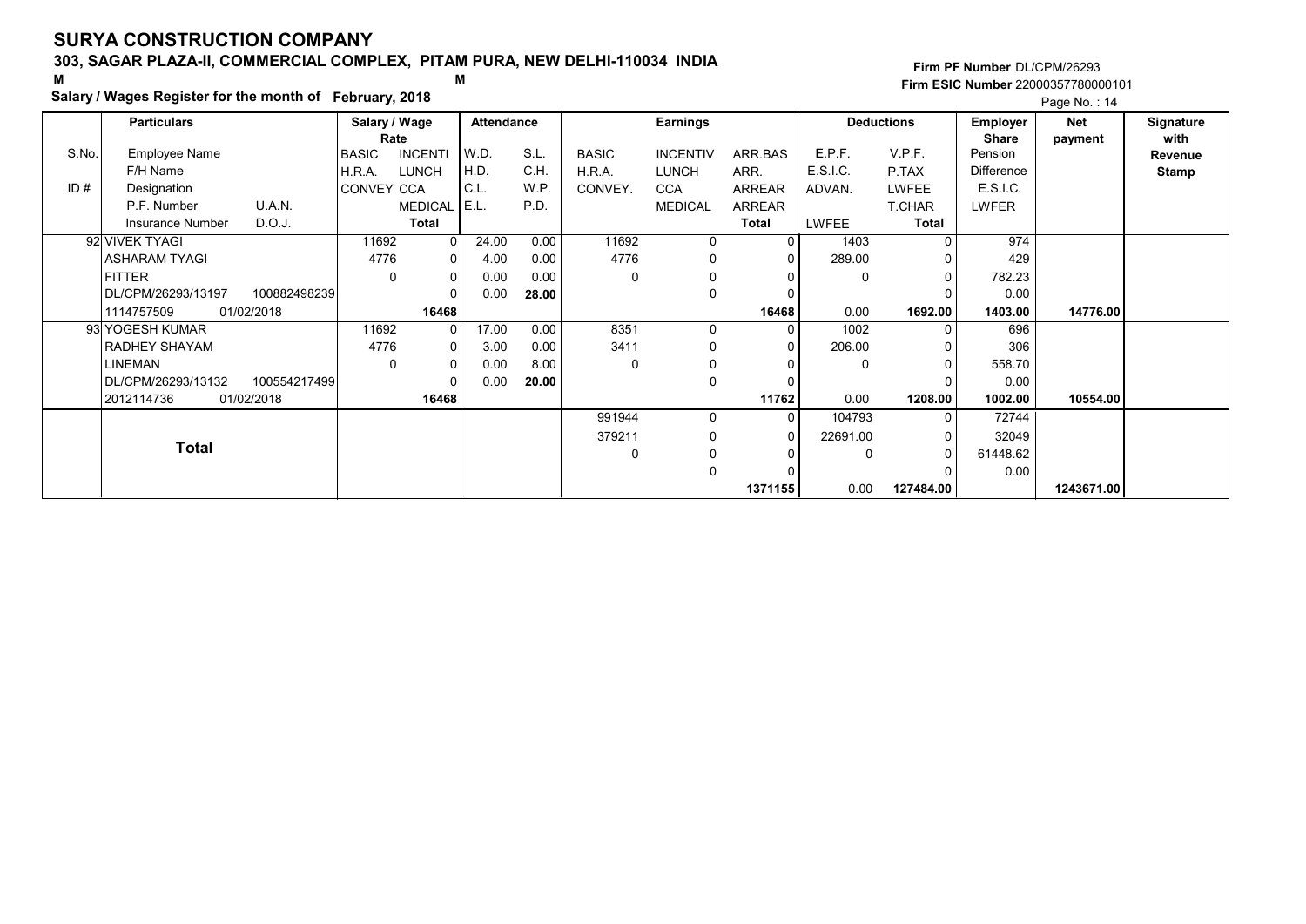# SURYA CONSTRUCTION COMPANY

## 303, SAGAR PLAZA-II, COMMERCIAL COMPLEX, PITAM PURA, NEW DELHI-110034 INDIA

M M

**Salary / Wages Register for the month of February, 2018**

**Firm PF Number** DL/CPM/26293
**Firm ESIC Number** 22000357780000101

Page No. : 14

| S.No. / ID # | Particulars: Employee Name / F/H Name / Designation / P.F. Number, U.A.N. / Insurance Number, D.O.J. | Salary / Wage Rate: BASIC / H.R.A. / CONVEY | INCENTI / LUNCH / CCA / MEDICAL / Total | Attendance: W.D. / H.D. / C.L. / E.L. | S.L. / C.H. / W.P. / P.D. | Earnings: BASIC / H.R.A. / CONVEY. | INCENTIV / LUNCH / CCA / MEDICAL | ARR.BAS / ARR. / ARREAR / ARREAR / Total | Deductions: E.P.F. / E.S.I.C. / ADVAN. / LWFEE | V.P.F. / P.TAX / LWFEE / T.CHAR / Total | Employer Share: Pension / Difference / E.S.I.C. / LWFER | Net payment | Signature with Revenue Stamp |
|---|---|---|---|---|---|---|---|---|---|---|---|---|---|
| 92 | VIVEK TYAGI | 11692 | 0 | 24.00 | 0.00 | 11692 | 0 | 0 | 1403 | 0 | 974 | | |
| | ASHARAM TYAGI | 4776 | 0 | 4.00 | 0.00 | 4776 | 0 | 0 | 289.00 | 0 | 429 | | |
| | FITTER | 0 | 0 | 0.00 | 0.00 | 0 | 0 | 0 | 0 | 0 | 782.23 | | |
| | DL/CPM/26293/13197 100882498239 | | 0 | 0.00 | **28.00** | | 0 | 0 | | 0 | 0.00 | | |
| | 1114757509 01/02/2018 | | **16468** | | | | | **16468** | 0.00 | **1692.00** | **1403.00** | **14776.00** | |
| 93 | YOGESH KUMAR | 11692 | 0 | 17.00 | 0.00 | 8351 | 0 | 0 | 1002 | 0 | 696 | | |
| | RADHEY SHAYAM | 4776 | 0 | 3.00 | 0.00 | 3411 | 0 | 0 | 206.00 | 0 | 306 | | |
| | LINEMAN | 0 | 0 | 0.00 | 8.00 | 0 | 0 | 0 | 0 | 0 | 558.70 | | |
| | DL/CPM/26293/13132 100554217499 | | 0 | 0.00 | **20.00** | | 0 | 0 | | 0 | 0.00 | | |
| | 2012114736 01/02/2018 | | **16468** | | | | | **11762** | 0.00 | **1208.00** | **1002.00** | **10554.00** | |
| | | | | | | 991944 | 0 | 0 | 104793 | 0 | 72744 | | |
| | **Total** | | | | | 379211 | 0 | 0 | 22691.00 | 0 | 32049 | | |
| | | | | | | 0 | 0 | 0 | 0 | 0 | 61448.62 | | |
| | | | | | | | 0 | 0 | | 0 | 0.00 | | |
| | | | | | | | | **1371155** | 0.00 | **127484.00** | | **1243671.00** | |